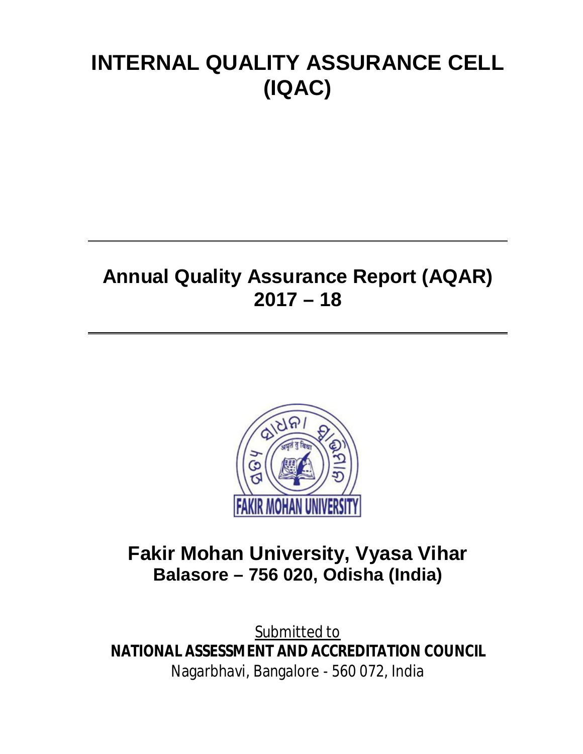# INTERNAL QUALITY ASSURANCE CELL (IQAC)

---

## Annual Quality Assurance Report (AQAR) 2017 – 18

---

FAKIR MOHAN UNIVERSITY

## Fakir Mohan University, Vyasa Vihar
### Balasore – 756 020, Odisha (India)

Submitted to

**NATIONAL ASSESSMENT AND ACCREDITATION COUNCIL**

Nagarbhavi, Bangalore - 560 072, India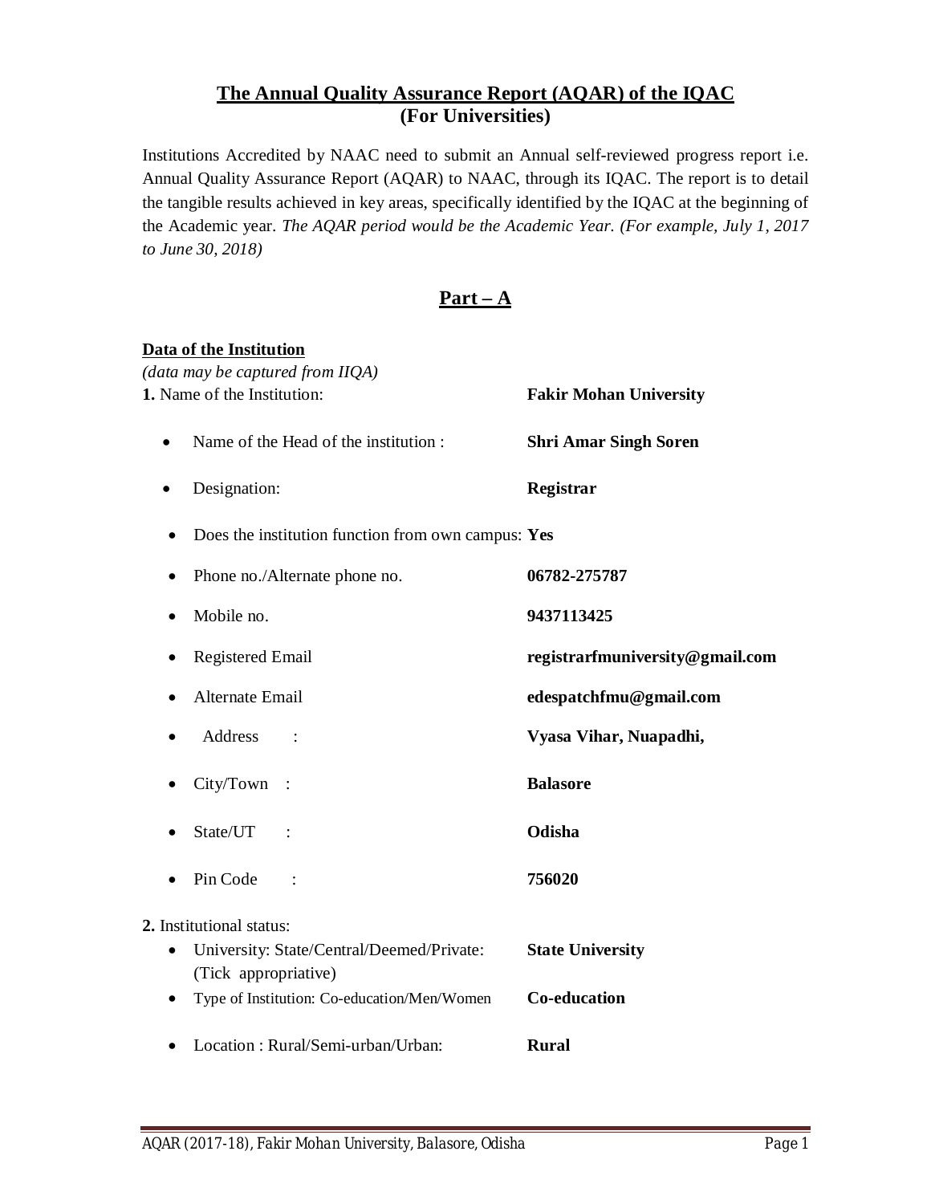# The Annual Quality Assurance Report (AQAR) of the IQAC
## (For Universities)

Institutions Accredited by NAAC need to submit an Annual self-reviewed progress report i.e. Annual Quality Assurance Report (AQAR) to NAAC, through its IQAC. The report is to detail the tangible results achieved in key areas, specifically identified by the IQAC at the beginning of the Academic year. *The AQAR period would be the Academic Year. (For example, July 1, 2017 to June 30, 2018)*

## Part – A

**Data of the Institution**

*(data may be captured from IIQA)*

**1.** Name of the Institution: **Fakir Mohan University**

- Name of the Head of the institution : **Shri Amar Singh Soren**
- Designation: **Registrar**
- Does the institution function from own campus: **Yes**
- Phone no./Alternate phone no. **06782-275787**
- Mobile no. **9437113425**
- Registered Email **registrarfmuniversity@gmail.com**
- Alternate Email **edespatchfmu@gmail.com**
- Address : **Vyasa Vihar, Nuapadhi,**
- City/Town : **Balasore**
- State/UT : **Odisha**
- Pin Code : **756020**

**2.** Institutional status:

- University: State/Central/Deemed/Private: (Tick appropriative) **State University**
- Type of Institution: Co-education/Men/Women **Co-education**
- Location : Rural/Semi-urban/Urban: **Rural**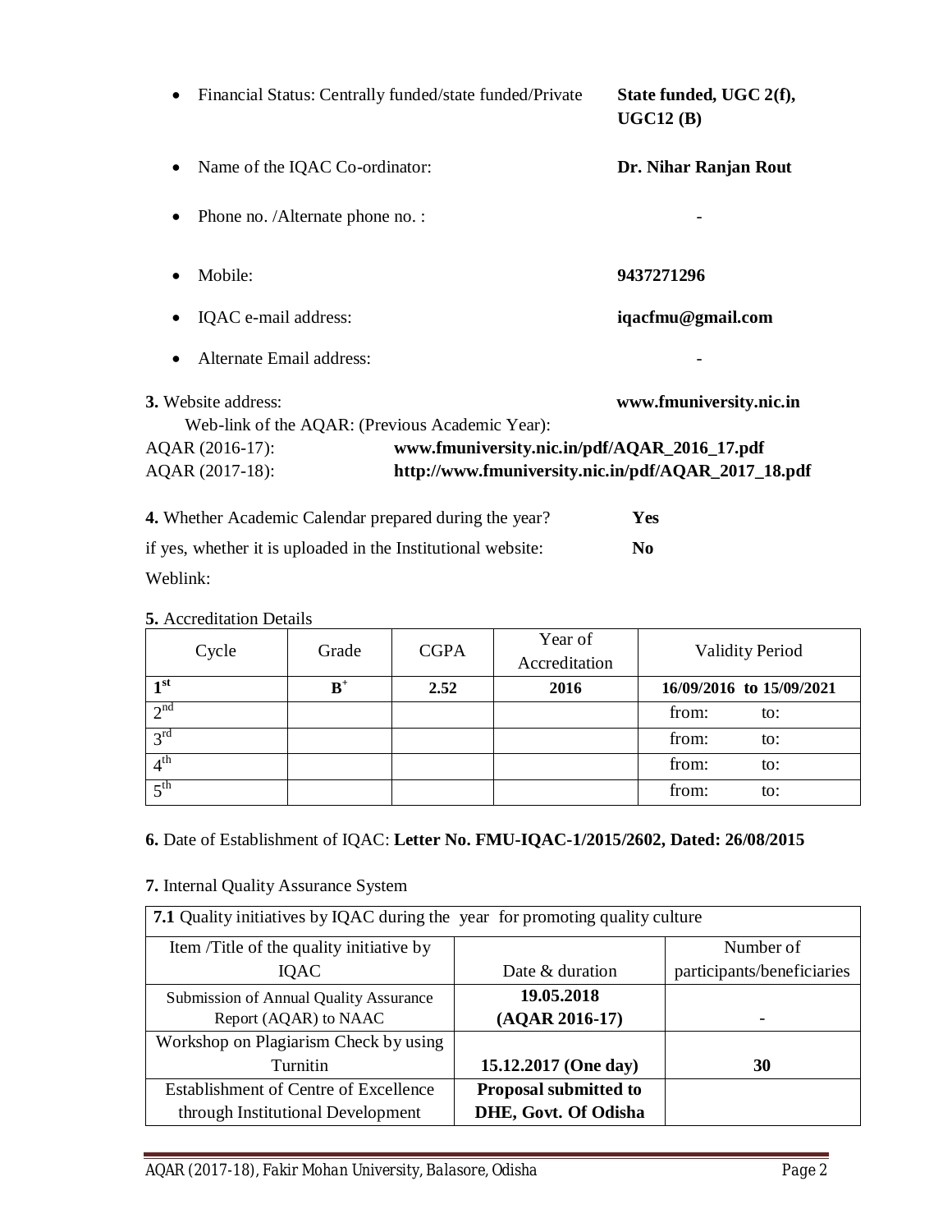- Financial Status: Centrally funded/state funded/Private **State funded, UGC 2(f), UGC12 (B)**
- Name of the IQAC Co-ordinator: **Dr. Nihar Ranjan Rout**
- Phone no. /Alternate phone no. : -
- Mobile: **9437271296**
- IQAC e-mail address: **iqacfmu@gmail.com**
- Alternate Email address: -

**3.** Website address: **www.fmuniversity.nic.in**

Web-link of the AQAR: (Previous Academic Year):

AQAR (2016-17): **www.fmuniversity.nic.in/pdf/AQAR_2016_17.pdf**

AQAR (2017-18): **http://www.fmuniversity.nic.in/pdf/AQAR_2017_18.pdf**

**4.** Whether Academic Calendar prepared during the year? **Yes**

if yes, whether it is uploaded in the Institutional website: **No**

Weblink:

**5.** Accreditation Details

| Cycle | Grade | CGPA | Year of Accreditation | Validity Period |
|---|---|---|---|---|
| **1st** | **B+** | **2.52** | **2016** | **16/09/2016 to 15/09/2021** |
| 2nd | | | | from: to: |
| 3rd | | | | from: to: |
| 4th | | | | from: to: |
| 5th | | | | from: to: |

**6.** Date of Establishment of IQAC: **Letter No. FMU-IQAC-1/2015/2602, Dated: 26/08/2015**

**7.** Internal Quality Assurance System

| **7.1** Quality initiatives by IQAC during the year for promoting quality culture | | |
|---|---|---|
| Item /Title of the quality initiative by IQAC | Date & duration | Number of participants/beneficiaries |
| Submission of Annual Quality Assurance Report (AQAR) to NAAC | **19.05.2018 (AQAR 2016-17)** | - |
| Workshop on Plagiarism Check by using Turnitin | **15.12.2017 (One day)** | **30** |
| Establishment of Centre of Excellence through Institutional Development | **Proposal submitted to DHE, Govt. Of Odisha** | |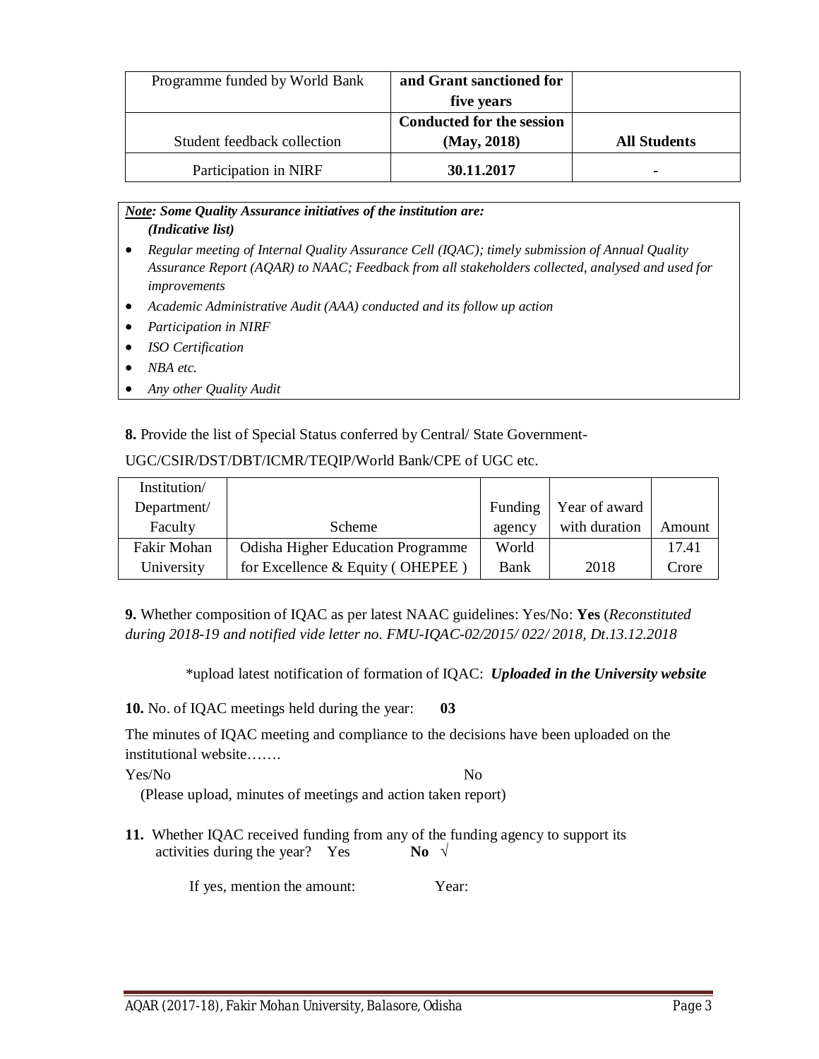| Programme funded by World Bank | **and Grant sanctioned for five years** | |
| --- | --- | --- |
| Student feedback collection | **Conducted for the session (May, 2018)** | **All Students** |
| Participation in NIRF | **30.11.2017** | **-** |

***Note: Some Quality Assurance initiatives of the institution are:***
***(Indicative list)***

- *Regular meeting of Internal Quality Assurance Cell (IQAC); timely submission of Annual Quality Assurance Report (AQAR) to NAAC; Feedback from all stakeholders collected, analysed and used for improvements*
- *Academic Administrative Audit (AAA) conducted and its follow up action*
- *Participation in NIRF*
- *ISO Certification*
- *NBA etc.*
- *Any other Quality Audit*

**8.** Provide the list of Special Status conferred by Central/ State Government-UGC/CSIR/DST/DBT/ICMR/TEQIP/World Bank/CPE of UGC etc.

| Institution/ Department/ Faculty | Scheme | Funding agency | Year of award with duration | Amount |
| --- | --- | --- | --- | --- |
| Fakir Mohan University | Odisha Higher Education Programme for Excellence & Equity ( OHEPEE ) | World Bank | 2018 | 17.41 Crore |

**9.** Whether composition of IQAC as per latest NAAC guidelines: Yes/No: **Yes** (*Reconstituted during 2018-19 and notified vide letter no. FMU-IQAC-02/2015/ 022/ 2018, Dt.13.12.2018*

*upload latest notification of formation of IQAC: ***Uploaded in the University website***

**10.** No. of IQAC meetings held during the year: **03**

The minutes of IQAC meeting and compliance to the decisions have been uploaded on the institutional website…….

Yes/No No

(Please upload, minutes of meetings and action taken report)

**11.** Whether IQAC received funding from any of the funding agency to support its activities during the year? Yes **No** √

If yes, mention the amount: Year: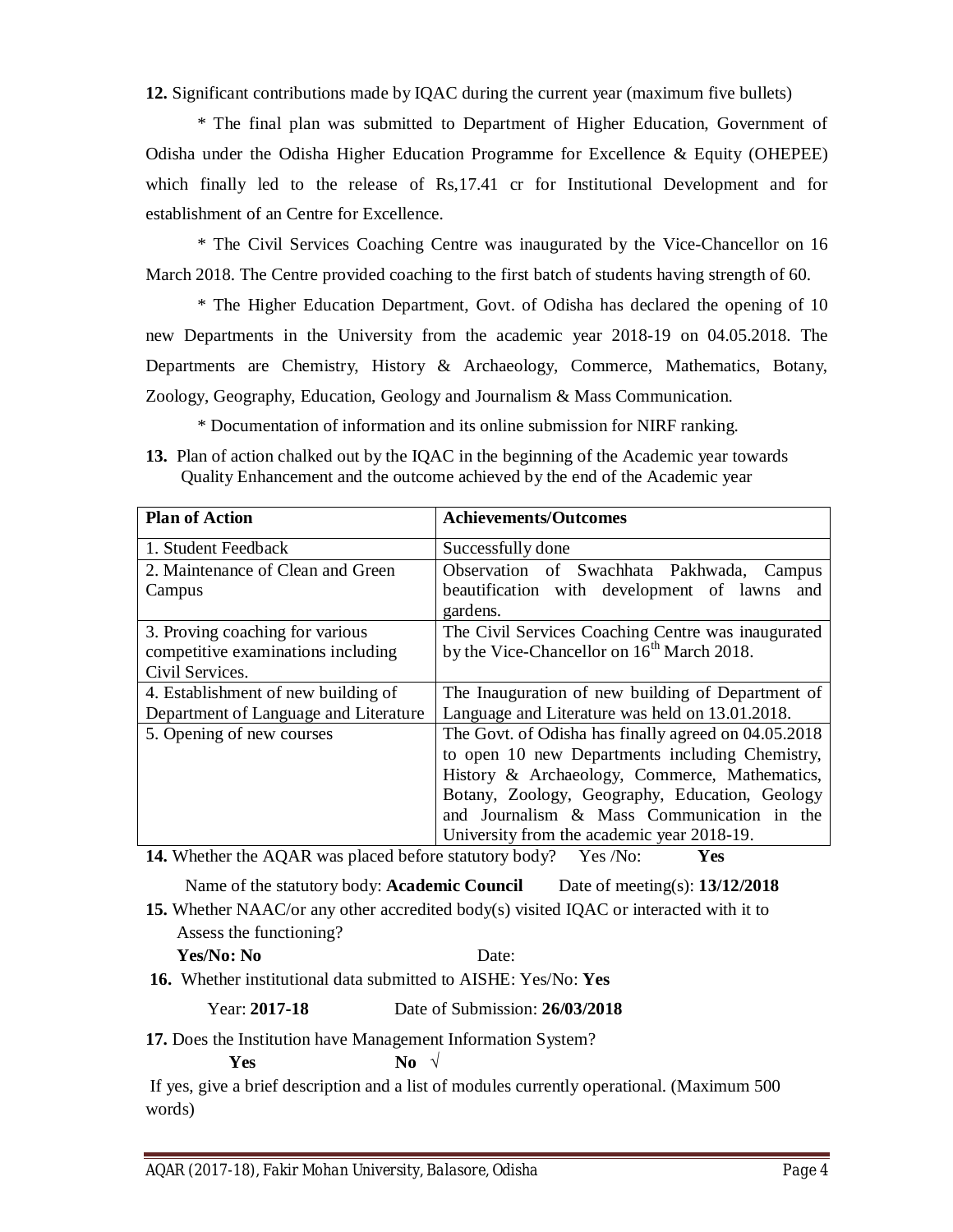**12.** Significant contributions made by IQAC during the current year (maximum five bullets)

* The final plan was submitted to Department of Higher Education, Government of Odisha under the Odisha Higher Education Programme for Excellence & Equity (OHEPEE) which finally led to the release of Rs,17.41 cr for Institutional Development and for establishment of an Centre for Excellence.

* The Civil Services Coaching Centre was inaugurated by the Vice-Chancellor on 16 March 2018. The Centre provided coaching to the first batch of students having strength of 60.

* The Higher Education Department, Govt. of Odisha has declared the opening of 10 new Departments in the University from the academic year 2018-19 on 04.05.2018. The Departments are Chemistry, History & Archaeology, Commerce, Mathematics, Botany, Zoology, Geography, Education, Geology and Journalism & Mass Communication.

* Documentation of information and its online submission for NIRF ranking.

**13.** Plan of action chalked out by the IQAC in the beginning of the Academic year towards Quality Enhancement and the outcome achieved by the end of the Academic year

| **Plan of Action** | **Achievements/Outcomes** |
|---|---|
| 1. Student Feedback | Successfully done |
| 2. Maintenance of Clean and Green Campus | Observation of Swachhata Pakhwada, Campus beautification with development of lawns and gardens. |
| 3. Proving coaching for various competitive examinations including Civil Services. | The Civil Services Coaching Centre was inaugurated by the Vice-Chancellor on 16th March 2018. |
| 4. Establishment of new building of Department of Language and Literature | The Inauguration of new building of Department of Language and Literature was held on 13.01.2018. |
| 5. Opening of new courses | The Govt. of Odisha has finally agreed on 04.05.2018 to open 10 new Departments including Chemistry, History & Archaeology, Commerce, Mathematics, Botany, Zoology, Geography, Education, Geology and Journalism & Mass Communication in the University from the academic year 2018-19. |

**14.** Whether the AQAR was placed before statutory body? Yes /No: **Yes**

Name of the statutory body: **Academic Council** Date of meeting(s): **13/12/2018**

**15.** Whether NAAC/or any other accredited body(s) visited IQAC or interacted with it to Assess the functioning?

**Yes/No: No** Date:

**16.** Whether institutional data submitted to AISHE: Yes/No: **Yes**

Year: **2017-18** Date of Submission: **26/03/2018**

**17.** Does the Institution have Management Information System?

**Yes** **No** √

If yes, give a brief description and a list of modules currently operational. (Maximum 500 words)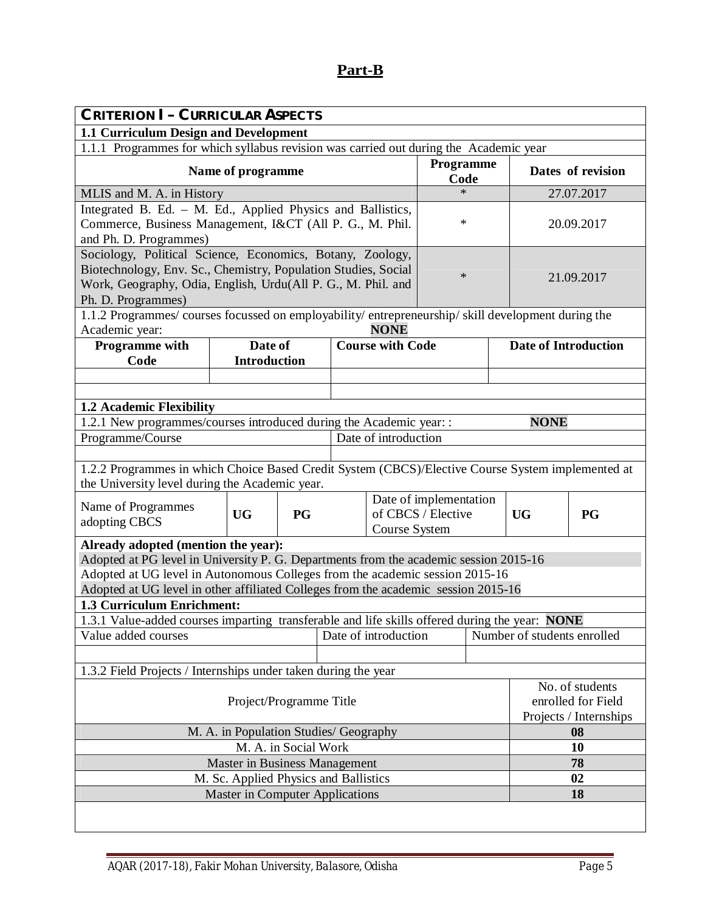# Part-B

## CRITERION I – CURRICULAR ASPECTS

### 1.1 Curriculum Design and Development

1.1.1 Programmes for which syllabus revision was carried out during the Academic year

| Name of programme | Programme Code | Dates of revision |
|---|---|---|
| MLIS and M. A. in History | * | 27.07.2017 |
| Integrated B. Ed. – M. Ed., Applied Physics and Ballistics, Commerce, Business Management, I&CT (All P. G., M. Phil. and Ph. D. Programmes) | * | 20.09.2017 |
| Sociology, Political Science, Economics, Botany, Zoology, Biotechnology, Env. Sc., Chemistry, Population Studies, Social Work, Geography, Odia, English, Urdu(All P. G., M. Phil. and Ph. D. Programmes) | * | 21.09.2017 |

1.1.2 Programmes/ courses focussed on employability/ entrepreneurship/ skill development during the Academic year: **NONE**

| Programme with Code | Date of Introduction | Course with Code | Date of Introduction |
|---|---|---|---|
| | | | |
| | | | |

### 1.2 Academic Flexibility

1.2.1 New programmes/courses introduced during the Academic year: : **NONE**

| Programme/Course | Date of introduction |
|---|---|
| | |

1.2.2 Programmes in which Choice Based Credit System (CBCS)/Elective Course System implemented at the University level during the Academic year.

| Name of Programmes adopting CBCS | UG | PG | Date of implementation of CBCS / Elective Course System | UG | PG |
|---|---|---|---|---|---|

**Already adopted (mention the year):**

Adopted at PG level in University P. G. Departments from the academic session 2015-16

Adopted at UG level in Autonomous Colleges from the academic session 2015-16

Adopted at UG level in other affiliated Colleges from the academic session 2015-16

### 1.3 Curriculum Enrichment:

1.3.1 Value-added courses imparting transferable and life skills offered during the year: **NONE**

| Value added courses | Date of introduction | Number of students enrolled |
|---|---|---|
| | | |

1.3.2 Field Projects / Internships under taken during the year

| Project/Programme Title | No. of students enrolled for Field Projects / Internships |
|---|---|
| M. A. in Population Studies/ Geography | **08** |
| M. A. in Social Work | **10** |
| Master in Business Management | **78** |
| M. Sc. Applied Physics and Ballistics | **02** |
| Master in Computer Applications | **18** |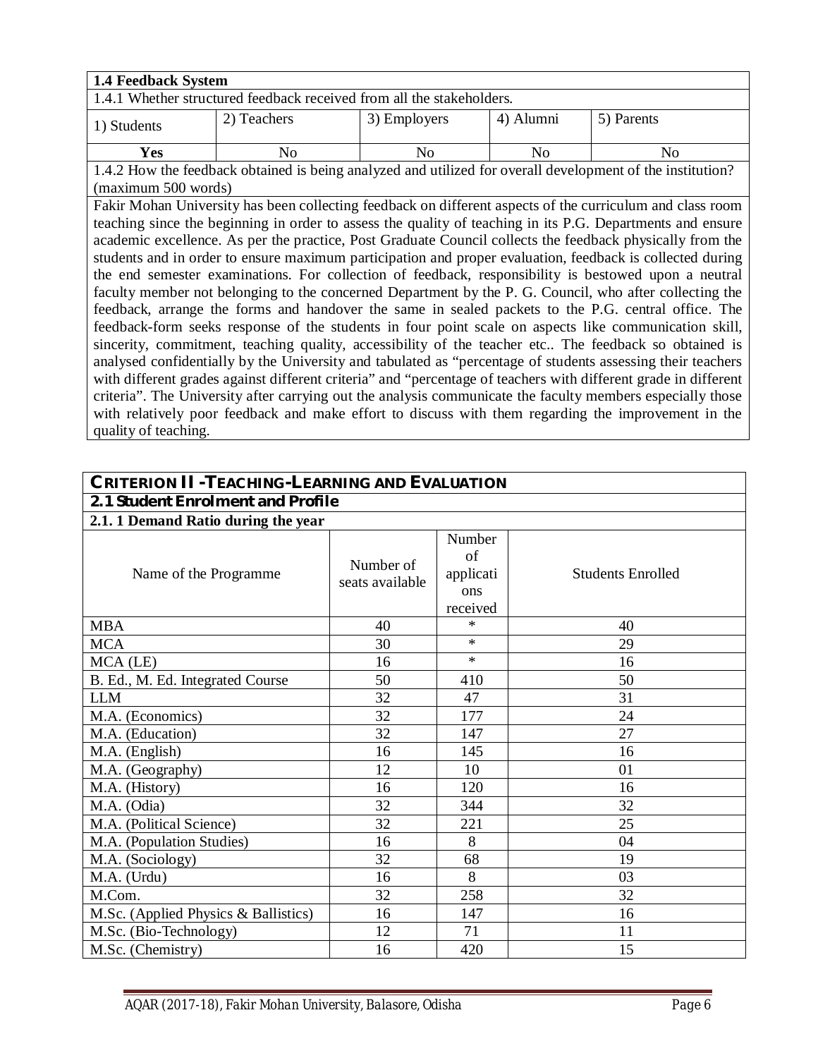| **1.4 Feedback System** | | | | |
|---|---|---|---|---|
| 1.4.1 Whether structured feedback received from all the stakeholders. | | | | |
| 1) Students | 2) Teachers | 3) Employers | 4) Alumni | 5) Parents |
| **Yes** | No | No | No | No |

1.4.2 How the feedback obtained is being analyzed and utilized for overall development of the institution? (maximum 500 words)

Fakir Mohan University has been collecting feedback on different aspects of the curriculum and class room teaching since the beginning in order to assess the quality of teaching in its P.G. Departments and ensure academic excellence. As per the practice, Post Graduate Council collects the feedback physically from the students and in order to ensure maximum participation and proper evaluation, feedback is collected during the end semester examinations. For collection of feedback, responsibility is bestowed upon a neutral faculty member not belonging to the concerned Department by the P. G. Council, who after collecting the feedback, arrange the forms and handover the same in sealed packets to the P.G. central office. The feedback-form seeks response of the students in four point scale on aspects like communication skill, sincerity, commitment, teaching quality, accessibility of the teacher etc.. The feedback so obtained is analysed confidentially by the University and tabulated as "percentage of students assessing their teachers with different grades against different criteria" and "percentage of teachers with different grade in different criteria". The University after carrying out the analysis communicate the faculty members especially those with relatively poor feedback and make effort to discuss with them regarding the improvement in the quality of teaching.

## CRITERION II -TEACHING-LEARNING AND EVALUATION

### 2.1 Student Enrolment and Profile

**2.1. 1 Demand Ratio during the year**

| Name of the Programme | Number of seats available | Number of applications received | Students Enrolled |
|---|---|---|---|
| MBA | 40 | * | 40 |
| MCA | 30 | * | 29 |
| MCA (LE) | 16 | * | 16 |
| B. Ed., M. Ed. Integrated Course | 50 | 410 | 50 |
| LLM | 32 | 47 | 31 |
| M.A. (Economics) | 32 | 177 | 24 |
| M.A. (Education) | 32 | 147 | 27 |
| M.A. (English) | 16 | 145 | 16 |
| M.A. (Geography) | 12 | 10 | 01 |
| M.A. (History) | 16 | 120 | 16 |
| M.A. (Odia) | 32 | 344 | 32 |
| M.A. (Political Science) | 32 | 221 | 25 |
| M.A. (Population Studies) | 16 | 8 | 04 |
| M.A. (Sociology) | 32 | 68 | 19 |
| M.A. (Urdu) | 16 | 8 | 03 |
| M.Com. | 32 | 258 | 32 |
| M.Sc. (Applied Physics & Ballistics) | 16 | 147 | 16 |
| M.Sc. (Bio-Technology) | 12 | 71 | 11 |
| M.Sc. (Chemistry) | 16 | 420 | 15 |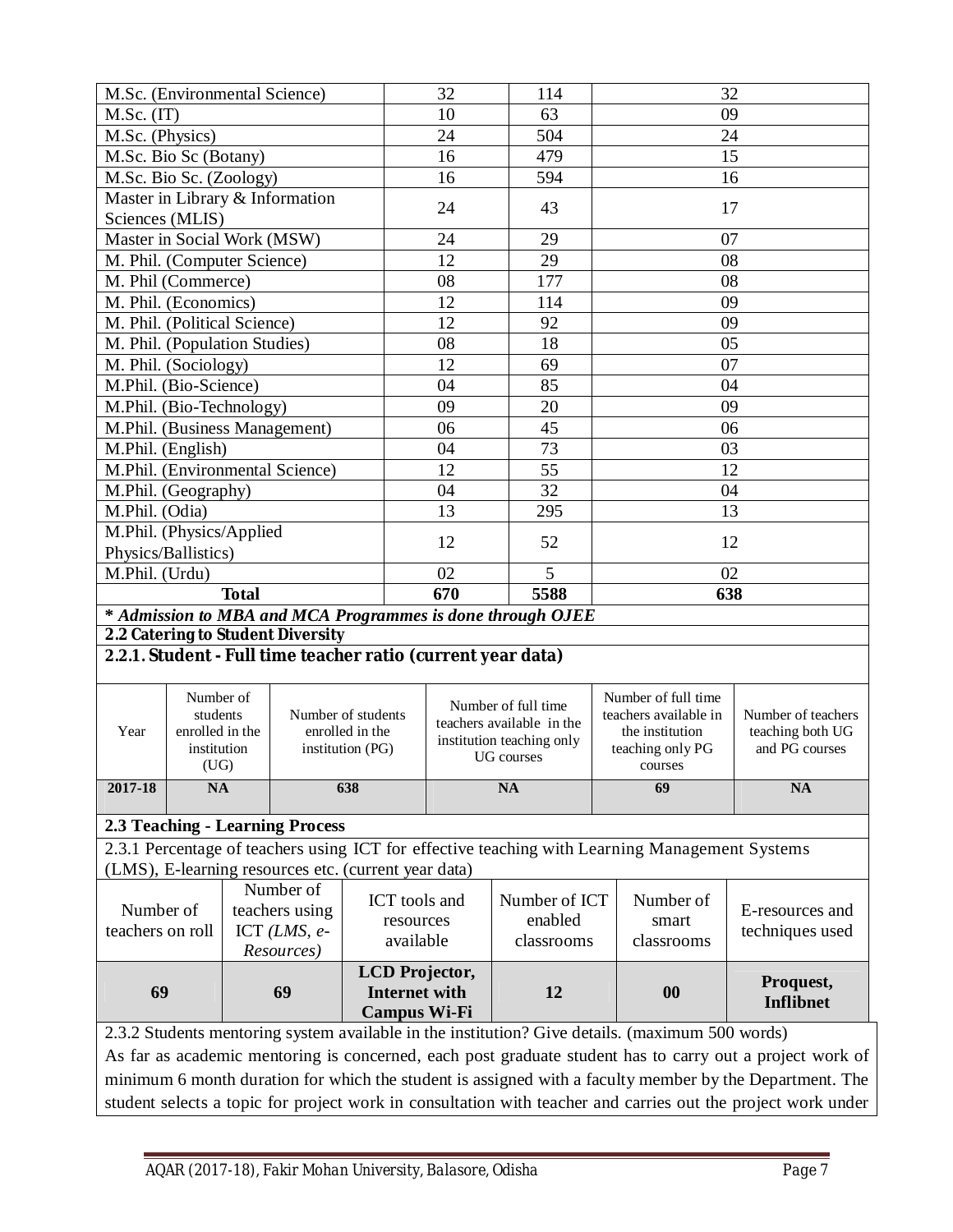| | | | |
|---|---|---|---|
| M.Sc. (Environmental Science) | 32 | 114 | 32 |
| M.Sc. (IT) | 10 | 63 | 09 |
| M.Sc. (Physics) | 24 | 504 | 24 |
| M.Sc. Bio Sc (Botany) | 16 | 479 | 15 |
| M.Sc. Bio Sc. (Zoology) | 16 | 594 | 16 |
| Master in Library & Information Sciences (MLIS) | 24 | 43 | 17 |
| Master in Social Work (MSW) | 24 | 29 | 07 |
| M. Phil. (Computer Science) | 12 | 29 | 08 |
| M. Phil (Commerce) | 08 | 177 | 08 |
| M. Phil. (Economics) | 12 | 114 | 09 |
| M. Phil. (Political Science) | 12 | 92 | 09 |
| M. Phil. (Population Studies) | 08 | 18 | 05 |
| M. Phil. (Sociology) | 12 | 69 | 07 |
| M.Phil. (Bio-Science) | 04 | 85 | 04 |
| M.Phil. (Bio-Technology) | 09 | 20 | 09 |
| M.Phil. (Business Management) | 06 | 45 | 06 |
| M.Phil. (English) | 04 | 73 | 03 |
| M.Phil. (Environmental Science) | 12 | 55 | 12 |
| M.Phil. (Geography) | 04 | 32 | 04 |
| M.Phil. (Odia) | 13 | 295 | 13 |
| M.Phil. (Physics/Applied Physics/Ballistics) | 12 | 52 | 12 |
| M.Phil. (Urdu) | 02 | 5 | 02 |
| **Total** | **670** | **5588** | **638** |

***\* Admission to MBA and MCA Programmes is done through OJEE***

**2.2 Catering to Student Diversity**

**2.2.1. Student - Full time teacher ratio (current year data)**

| Year | Number of students enrolled in the institution (UG) | Number of students enrolled in the institution (PG) | Number of full time teachers available in the institution teaching only UG courses | Number of full time teachers available in the institution teaching only PG courses | Number of teachers teaching both UG and PG courses |
|---|---|---|---|---|---|
| **2017-18** | **NA** | **638** | **NA** | **69** | **NA** |

**2.3 Teaching - Learning Process**

2.3.1 Percentage of teachers using ICT for effective teaching with Learning Management Systems (LMS), E-learning resources etc. (current year data)

| Number of teachers on roll | Number of teachers using ICT *(LMS, e-Resources)* | ICT tools and resources available | Number of ICT enabled classrooms | Number of smart classrooms | E-resources and techniques used |
|---|---|---|---|---|---|
| **69** | **69** | **LCD Projector, Internet with Campus Wi-Fi** | **12** | **00** | **Proquest, Inflibnet** |

2.3.2 Students mentoring system available in the institution? Give details. (maximum 500 words)

As far as academic mentoring is concerned, each post graduate student has to carry out a project work of minimum 6 month duration for which the student is assigned with a faculty member by the Department. The student selects a topic for project work in consultation with teacher and carries out the project work under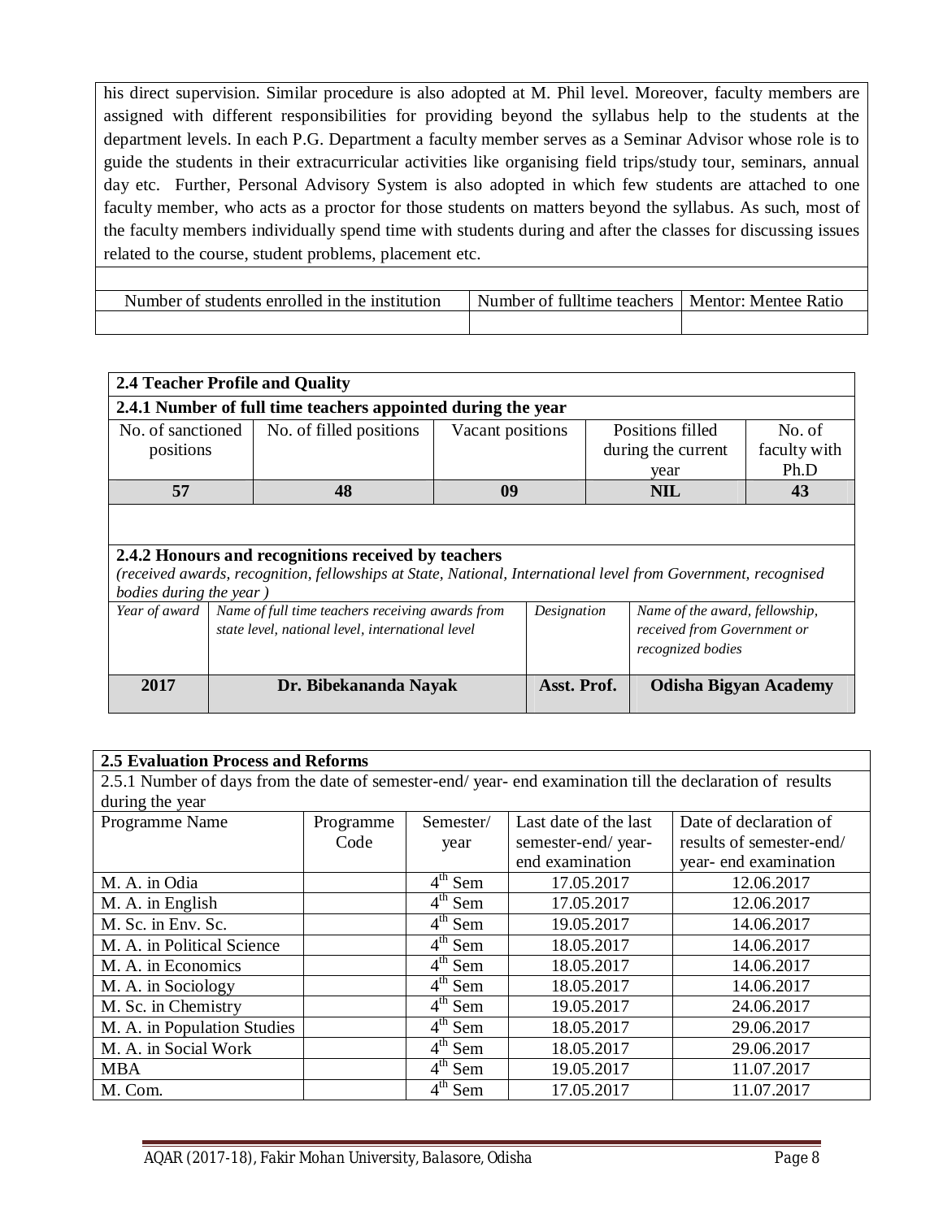his direct supervision. Similar procedure is also adopted at M. Phil level. Moreover, faculty members are assigned with different responsibilities for providing beyond the syllabus help to the students at the department levels. In each P.G. Department a faculty member serves as a Seminar Advisor whose role is to guide the students in their extracurricular activities like organising field trips/study tour, seminars, annual day etc. Further, Personal Advisory System is also adopted in which few students are attached to one faculty member, who acts as a proctor for those students on matters beyond the syllabus. As such, most of the faculty members individually spend time with students during and after the classes for discussing issues related to the course, student problems, placement etc.

| Number of students enrolled in the institution | Number of fulltime teachers | Mentor: Mentee Ratio |
|---|---|---|
| | | |

**2.4 Teacher Profile and Quality**

**2.4.1 Number of full time teachers appointed during the year**

| No. of sanctioned positions | No. of filled positions | Vacant positions | Positions filled during the current year | No. of faculty with Ph.D |
|---|---|---|---|---|
| **57** | **48** | **09** | **NIL** | **43** |

**2.4.2 Honours and recognitions received by teachers**

*(received awards, recognition, fellowships at State, National, International level from Government, recognised bodies during the year )*

| *Year of award* | *Name of full time teachers receiving awards from state level, national level, international level* | *Designation* | *Name of the award, fellowship, received from Government or recognized bodies* |
|---|---|---|---|
| **2017** | **Dr. Bibekananda Nayak** | **Asst. Prof.** | **Odisha Bigyan Academy** |

**2.5 Evaluation Process and Reforms**

2.5.1 Number of days from the date of semester-end/ year- end examination till the declaration of results during the year

| Programme Name | Programme Code | Semester/ year | Last date of the last semester-end/ year-end examination | Date of declaration of results of semester-end/ year- end examination |
|---|---|---|---|---|
| M. A. in Odia | | 4th Sem | 17.05.2017 | 12.06.2017 |
| M. A. in English | | 4th Sem | 17.05.2017 | 12.06.2017 |
| M. Sc. in Env. Sc. | | 4th Sem | 19.05.2017 | 14.06.2017 |
| M. A. in Political Science | | 4th Sem | 18.05.2017 | 14.06.2017 |
| M. A. in Economics | | 4th Sem | 18.05.2017 | 14.06.2017 |
| M. A. in Sociology | | 4th Sem | 18.05.2017 | 14.06.2017 |
| M. Sc. in Chemistry | | 4th Sem | 19.05.2017 | 24.06.2017 |
| M. A. in Population Studies | | 4th Sem | 18.05.2017 | 29.06.2017 |
| M. A. in Social Work | | 4th Sem | 18.05.2017 | 29.06.2017 |
| MBA | | 4th Sem | 19.05.2017 | 11.07.2017 |
| M. Com. | | 4th Sem | 17.05.2017 | 11.07.2017 |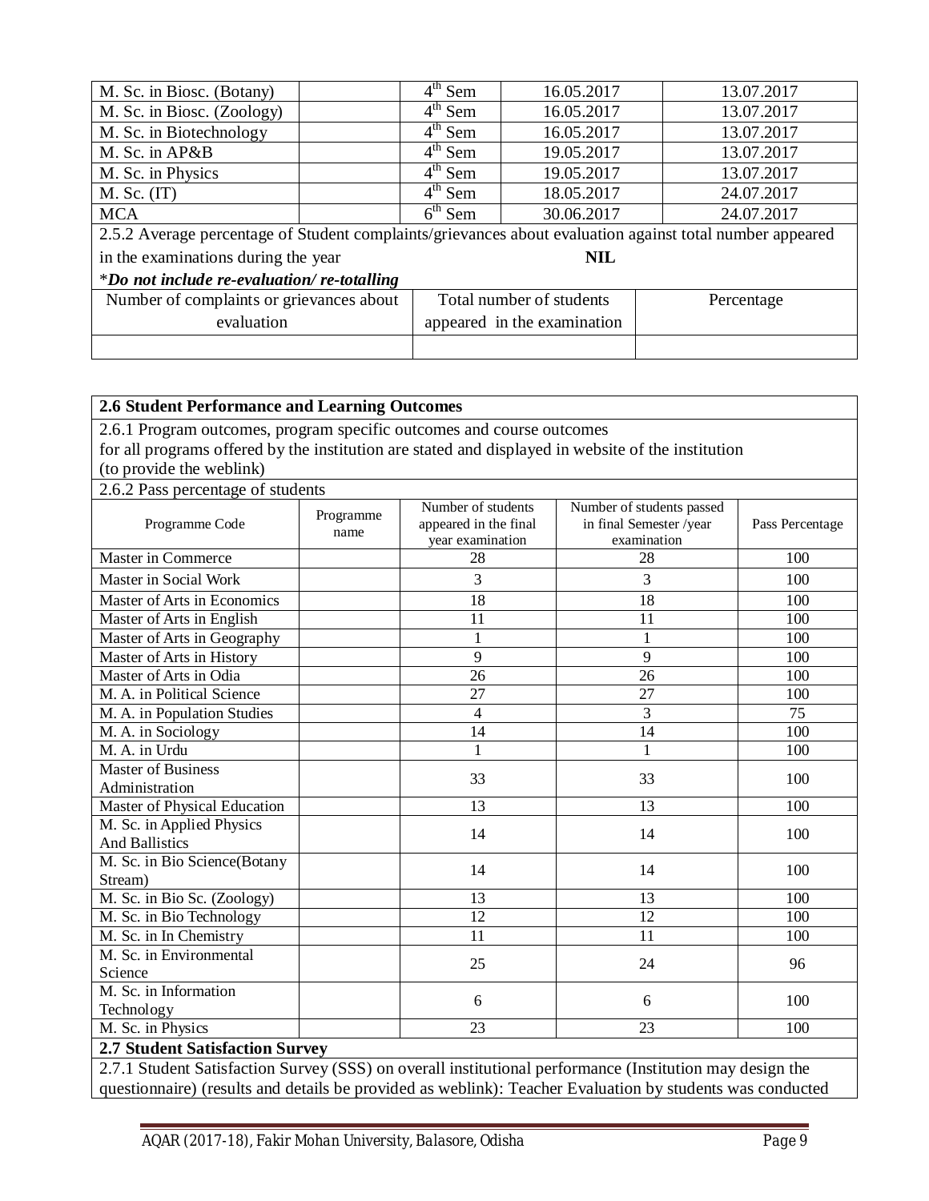| M. Sc. in Biosc. (Botany) | | $4^{th}$ Sem | 16.05.2017 | 13.07.2017 |
|---|---|---|---|---|
| M. Sc. in Biosc. (Zoology) | | $4^{th}$ Sem | 16.05.2017 | 13.07.2017 |
| M. Sc. in Biotechnology | | $4^{th}$ Sem | 16.05.2017 | 13.07.2017 |
| M. Sc. in AP&B | | $4^{th}$ Sem | 19.05.2017 | 13.07.2017 |
| M. Sc. in Physics | | $4^{th}$ Sem | 19.05.2017 | 13.07.2017 |
| M. Sc. (IT) | | $4^{th}$ Sem | 18.05.2017 | 24.07.2017 |
| MCA | | $6^{th}$ Sem | 30.06.2017 | 24.07.2017 |

2.5.2 Average percentage of Student complaints/grievances about evaluation against total number appeared in the examinations during the year **NIL**

**\****Do not include re-evaluation/ re-totalling***

| Number of complaints or grievances about evaluation | Total number of students appeared in the examination | Percentage |
|---|---|---|
| | | |

**2.6 Student Performance and Learning Outcomes**

2.6.1 Program outcomes, program specific outcomes and course outcomes for all programs offered by the institution are stated and displayed in website of the institution (to provide the weblink)

2.6.2 Pass percentage of students

| Programme Code | Programme name | Number of students appeared in the final year examination | Number of students passed in final Semester /year examination | Pass Percentage |
|---|---|---|---|---|
| Master in Commerce | | 28 | 28 | 100 |
| Master in Social Work | | 3 | 3 | 100 |
| Master of Arts in Economics | | 18 | 18 | 100 |
| Master of Arts in English | | 11 | 11 | 100 |
| Master of Arts in Geography | | 1 | 1 | 100 |
| Master of Arts in History | | 9 | 9 | 100 |
| Master of Arts in Odia | | 26 | 26 | 100 |
| M. A. in Political Science | | 27 | 27 | 100 |
| M. A. in Population Studies | | 4 | 3 | 75 |
| M. A. in Sociology | | 14 | 14 | 100 |
| M. A. in Urdu | | 1 | 1 | 100 |
| Master of Business Administration | | 33 | 33 | 100 |
| Master of Physical Education | | 13 | 13 | 100 |
| M. Sc. in Applied Physics And Ballistics | | 14 | 14 | 100 |
| M. Sc. in Bio Science(Botany Stream) | | 14 | 14 | 100 |
| M. Sc. in Bio Sc. (Zoology) | | 13 | 13 | 100 |
| M. Sc. in Bio Technology | | 12 | 12 | 100 |
| M. Sc. in In Chemistry | | 11 | 11 | 100 |
| M. Sc. in Environmental Science | | 25 | 24 | 96 |
| M. Sc. in Information Technology | | 6 | 6 | 100 |
| M. Sc. in Physics | | 23 | 23 | 100 |

**2.7 Student Satisfaction Survey**

2.7.1 Student Satisfaction Survey (SSS) on overall institutional performance (Institution may design the questionnaire) (results and details be provided as weblink): Teacher Evaluation by students was conducted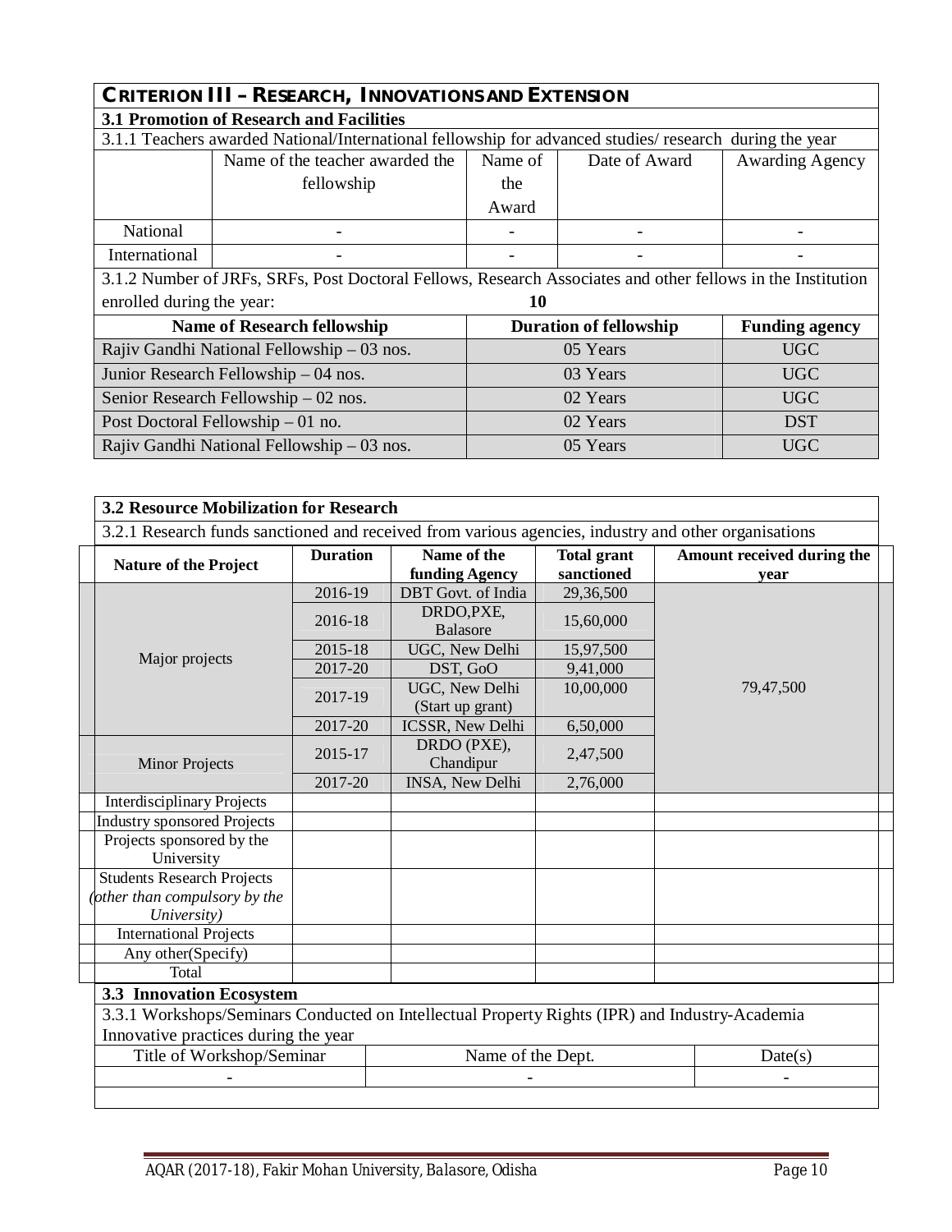## CRITERION III – RESEARCH, INNOVATIONS AND EXTENSION

### 3.1 Promotion of Research and Facilities

3.1.1 Teachers awarded National/International fellowship for advanced studies/ research during the year

| | Name of the teacher awarded the fellowship | Name of the Award | Date of Award | Awarding Agency |
|---|---|---|---|---|
| National | - | - | - | - |
| International | - | - | - | - |

3.1.2 Number of JRFs, SRFs, Post Doctoral Fellows, Research Associates and other fellows in the Institution enrolled during the year: **10**

| Name of Research fellowship | Duration of fellowship | Funding agency |
|---|---|---|
| Rajiv Gandhi National Fellowship – 03 nos. | 05 Years | UGC |
| Junior Research Fellowship – 04 nos. | 03 Years | UGC |
| Senior Research Fellowship – 02 nos. | 02 Years | UGC |
| Post Doctoral Fellowship – 01 no. | 02 Years | DST |
| Rajiv Gandhi National Fellowship – 03 nos. | 05 Years | UGC |

### 3.2 Resource Mobilization for Research

3.2.1 Research funds sanctioned and received from various agencies, industry and other organisations

| Nature of the Project | Duration | Name of the funding Agency | Total grant sanctioned | Amount received during the year |
|---|---|---|---|---|
| Major projects | 2016-19 | DBT Govt. of India | 29,36,500 | 79,47,500 |
| | 2016-18 | DRDO,PXE, Balasore | 15,60,000 | |
| | 2015-18 | UGC, New Delhi | 15,97,500 | |
| | 2017-20 | DST, GoO | 9,41,000 | |
| | 2017-19 | UGC, New Delhi (Start up grant) | 10,00,000 | |
| | 2017-20 | ICSSR, New Delhi | 6,50,000 | |
| Minor Projects | 2015-17 | DRDO (PXE), Chandipur | 2,47,500 | |
| | 2017-20 | INSA, New Delhi | 2,76,000 | |
| Interdisciplinary Projects | | | | |
| Industry sponsored Projects | | | | |
| Projects sponsored by the University | | | | |
| Students Research Projects *(other than compulsory by the University)* | | | | |
| International Projects | | | | |
| Any other(Specify) | | | | |
| Total | | | | |

### 3.3 Innovation Ecosystem

3.3.1 Workshops/Seminars Conducted on Intellectual Property Rights (IPR) and Industry-Academia Innovative practices during the year

| Title of Workshop/Seminar | Name of the Dept. | Date(s) |
|---|---|---|
| - | - | - |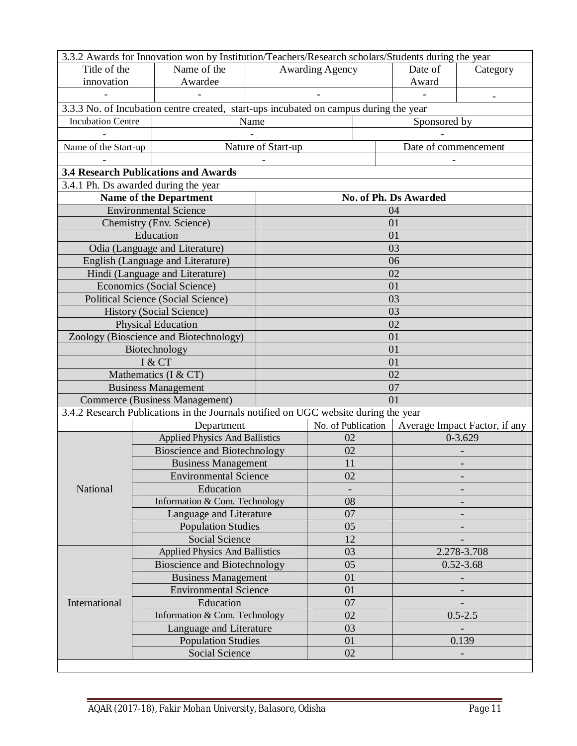3.3.2 Awards for Innovation won by Institution/Teachers/Research scholars/Students during the year

| Title of the innovation | Name of the Awardee | Awarding Agency | Date of Award | Category |
|---|---|---|---|---|
| - | - | - | - | - |

3.3.3 No. of Incubation centre created, start-ups incubated on campus during the year

| Incubation Centre | Name | Sponsored by |
|---|---|---|
| - | - | - |

| Name of the Start-up | Nature of Start-up | Date of commencement |
|---|---|---|
| - | - | - |

**3.4 Research Publications and Awards**

3.4.1 Ph. Ds awarded during the year

| Name of the Department | No. of Ph. Ds Awarded |
|---|---|
| Environmental Science | 04 |
| Chemistry (Env. Science) | 01 |
| Education | 01 |
| Odia (Language and Literature) | 03 |
| English (Language and Literature) | 06 |
| Hindi (Language and Literature) | 02 |
| Economics (Social Science) | 01 |
| Political Science (Social Science) | 03 |
| History (Social Science) | 03 |
| Physical Education | 02 |
| Zoology (Bioscience and Biotechnology) | 01 |
| Biotechnology | 01 |
| I & CT | 01 |
| Mathematics (I & CT) | 02 |
| Business Management | 07 |
| Commerce (Business Management) | 01 |

3.4.2 Research Publications in the Journals notified on UGC website during the year

| | Department | No. of Publication | Average Impact Factor, if any |
|---|---|---|---|
| National | Applied Physics And Ballistics | 02 | 0-3.629 |
| | Bioscience and Biotechnology | 02 | - |
| | Business Management | 11 | - |
| | Environmental Science | 02 | - |
| | Education | - | - |
| | Information & Com. Technology | 08 | - |
| | Language and Literature | 07 | - |
| | Population Studies | 05 | - |
| | Social Science | 12 | - |
| International | Applied Physics And Ballistics | 03 | 2.278-3.708 |
| | Bioscience and Biotechnology | 05 | 0.52-3.68 |
| | Business Management | 01 | - |
| | Environmental Science | 01 | - |
| | Education | 07 | - |
| | Information & Com. Technology | 02 | 0.5-2.5 |
| | Language and Literature | 03 | - |
| | Population Studies | 01 | 0.139 |
| | Social Science | 02 | - |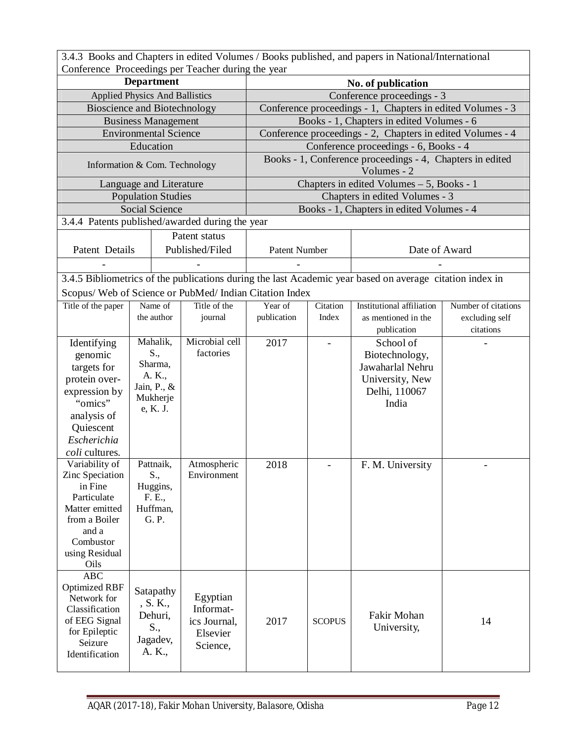3.4.3 Books and Chapters in edited Volumes / Books published, and papers in National/International Conference Proceedings per Teacher during the year

| Department | No. of publication |
|---|---|
| Applied Physics And Ballistics | Conference proceedings - 3 |
| Bioscience and Biotechnology | Conference proceedings - 1, Chapters in edited Volumes - 3 |
| Business Management | Books - 1, Chapters in edited Volumes - 6 |
| Environmental Science | Conference proceedings - 2, Chapters in edited Volumes - 4 |
| Education | Conference proceedings - 6, Books - 4 |
| Information & Com. Technology | Books - 1, Conference proceedings - 4, Chapters in edited Volumes - 2 |
| Language and Literature | Chapters in edited Volumes – 5, Books - 1 |
| Population Studies | Chapters in edited Volumes - 3 |
| Social Science | Books - 1, Chapters in edited Volumes - 4 |

3.4.4 Patents published/awarded during the year

| Patent Details | Patent status Published/Filed | Patent Number | Date of Award |
|---|---|---|---|
| - | - | - | - |

3.4.5 Bibliometrics of the publications during the last Academic year based on average citation index in Scopus/ Web of Science or PubMed/ Indian Citation Index

| Title of the paper | Name of the author | Title of the journal | Year of publication | Citation Index | Institutional affiliation as mentioned in the publication | Number of citations excluding self citations |
|---|---|---|---|---|---|---|
| Identifying genomic targets for protein over-expression by "omics" analysis of Quiescent *Escherichia coli* cultures. | Mahalik, S., Sharma, A. K., Jain, P., & Mukherjee, K. J. | Microbial cell factories | 2017 | - | School of Biotechnology, Jawaharlal Nehru University, New Delhi, 110067 India | - |
| Variability of Zinc Speciation in Fine Particulate Matter emitted from a Boiler and a Combustor using Residual Oils | Pattnaik, S., Huggins, F. E., Huffman, G. P. | Atmospheric Environment | 2018 | - | F. M. University | - |
| ABC Optimized RBF Network for Classification of EEG Signal for Epileptic Seizure Identification | Satapathy, S. K., Dehuri, S., Jagadev, A. K., | Egyptian Informatics Journal, Elsevier Science, | 2017 | SCOPUS | Fakir Mohan University, | 14 |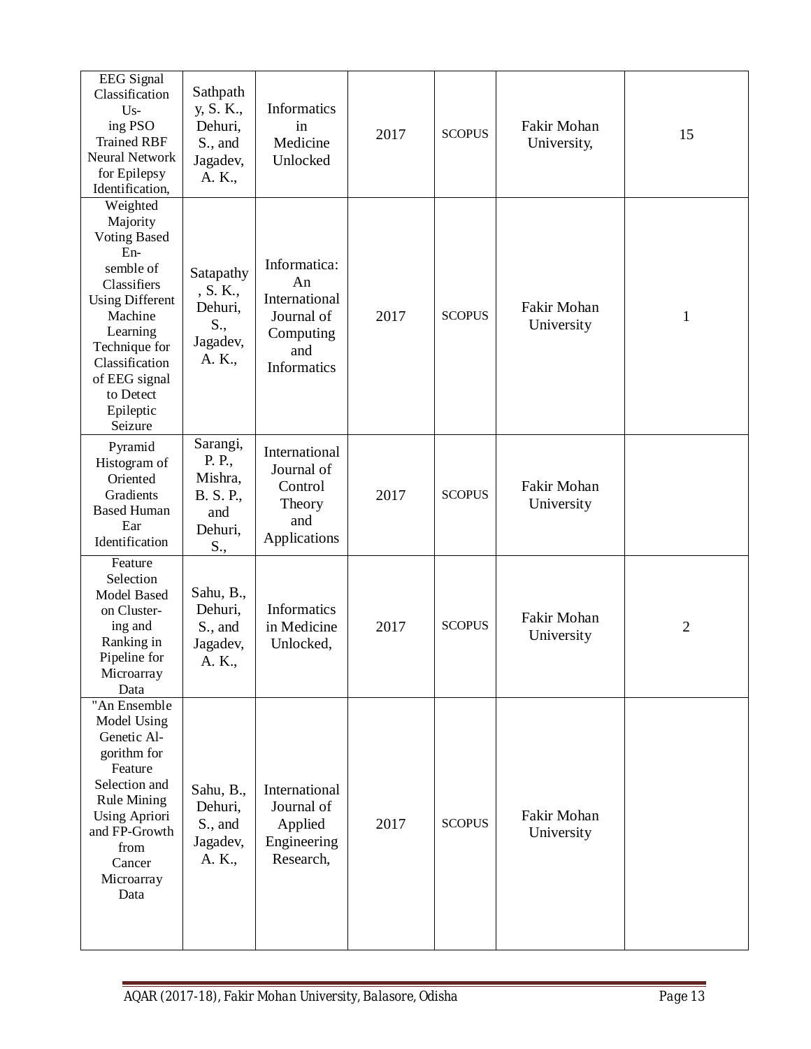| EEG Signal Classification Using PSO Trained RBF Neural Network for Epilepsy Identification, | Sathpathy, S. K., Dehuri, S., and Jagadev, A. K., | Informatics in Medicine Unlocked | 2017 | SCOPUS | Fakir Mohan University, | 15 |
|---|---|---|---|---|---|---|
| Weighted Majority Voting Based Ensemble of Classifiers Using Different Machine Learning Technique for Classification of EEG signal to Detect Epileptic Seizure | Satapathy, S. K., Dehuri, S., Jagadev, A. K., | Informatica: An International Journal of Computing and Informatics | 2017 | SCOPUS | Fakir Mohan University | 1 |
| Pyramid Histogram of Oriented Gradients Based Human Ear Identification | Sarangi, P. P., Mishra, B. S. P., and Dehuri, S., | International Journal of Control Theory and Applications | 2017 | SCOPUS | Fakir Mohan University | |
| Feature Selection Model Based on Clustering and Ranking in Pipeline for Microarray Data | Sahu, B., Dehuri, S., and Jagadev, A. K., | Informatics in Medicine Unlocked, | 2017 | SCOPUS | Fakir Mohan University | 2 |
| "An Ensemble Model Using Genetic Algorithm for Feature Selection and Rule Mining Using Apriori and FP-Growth from Cancer Microarray Data | Sahu, B., Dehuri, S., and Jagadev, A. K., | International Journal of Applied Engineering Research, | 2017 | SCOPUS | Fakir Mohan University | |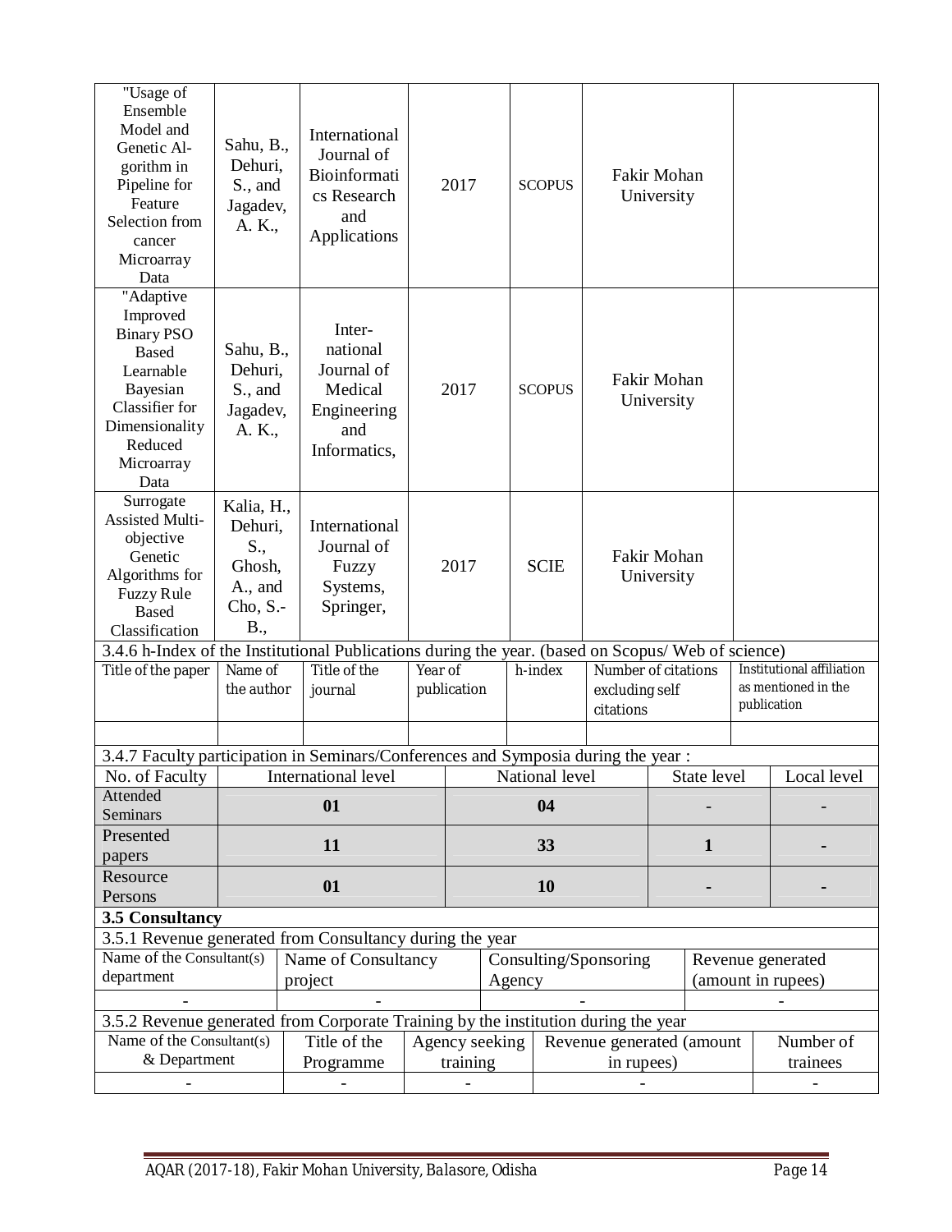| "Usage of Ensemble Model and Genetic Al-gorithm in Pipeline for Feature Selection from cancer Microarray Data | Sahu, B., Dehuri, S., and Jagadev, A. K., | International Journal of Bioinformatics Research and Applications | 2017 | SCOPUS | Fakir Mohan University | |
|---|---|---|---|---|---|---|
| "Adaptive Improved Binary PSO Based Learnable Bayesian Classifier for Dimensionality Reduced Microarray Data | Sahu, B., Dehuri, S., and Jagadev, A. K., | Inter-national Journal of Medical Engineering and Informatics, | 2017 | SCOPUS | Fakir Mohan University | |
| Surrogate Assisted Multi-objective Genetic Algorithms for Fuzzy Rule Based Classification | Kalia, H., Dehuri, S., Ghosh, A., and Cho, S.-B., | International Journal of Fuzzy Systems, Springer, | 2017 | SCIE | Fakir Mohan University | |

3.4.6 h-Index of the Institutional Publications during the year. (based on Scopus/ Web of science)

| Title of the paper | Name of the author | Title of the journal | Year of publication | h-index | Number of citations excluding self citations | Institutional affiliation as mentioned in the publication |
|---|---|---|---|---|---|---|
| | | | | | | |

3.4.7 Faculty participation in Seminars/Conferences and Symposia during the year :

| No. of Faculty | International level | National level | State level | Local level |
|---|---|---|---|---|
| Attended Seminars | **01** | **04** | **-** | **-** |
| Presented papers | **11** | **33** | **1** | **-** |
| Resource Persons | **01** | **10** | **-** | **-** |

**3.5 Consultancy**

3.5.1 Revenue generated from Consultancy during the year

| Name of the Consultant(s) department | Name of Consultancy project | Consulting/Sponsoring Agency | Revenue generated (amount in rupees) |
|---|---|---|---|
| - | - | - | - |

3.5.2 Revenue generated from Corporate Training by the institution during the year

| Name of the Consultant(s) & Department | Title of the Programme | Agency seeking training | Revenue generated (amount in rupees) | Number of trainees |
|---|---|---|---|---|
| - | - | - | - | - |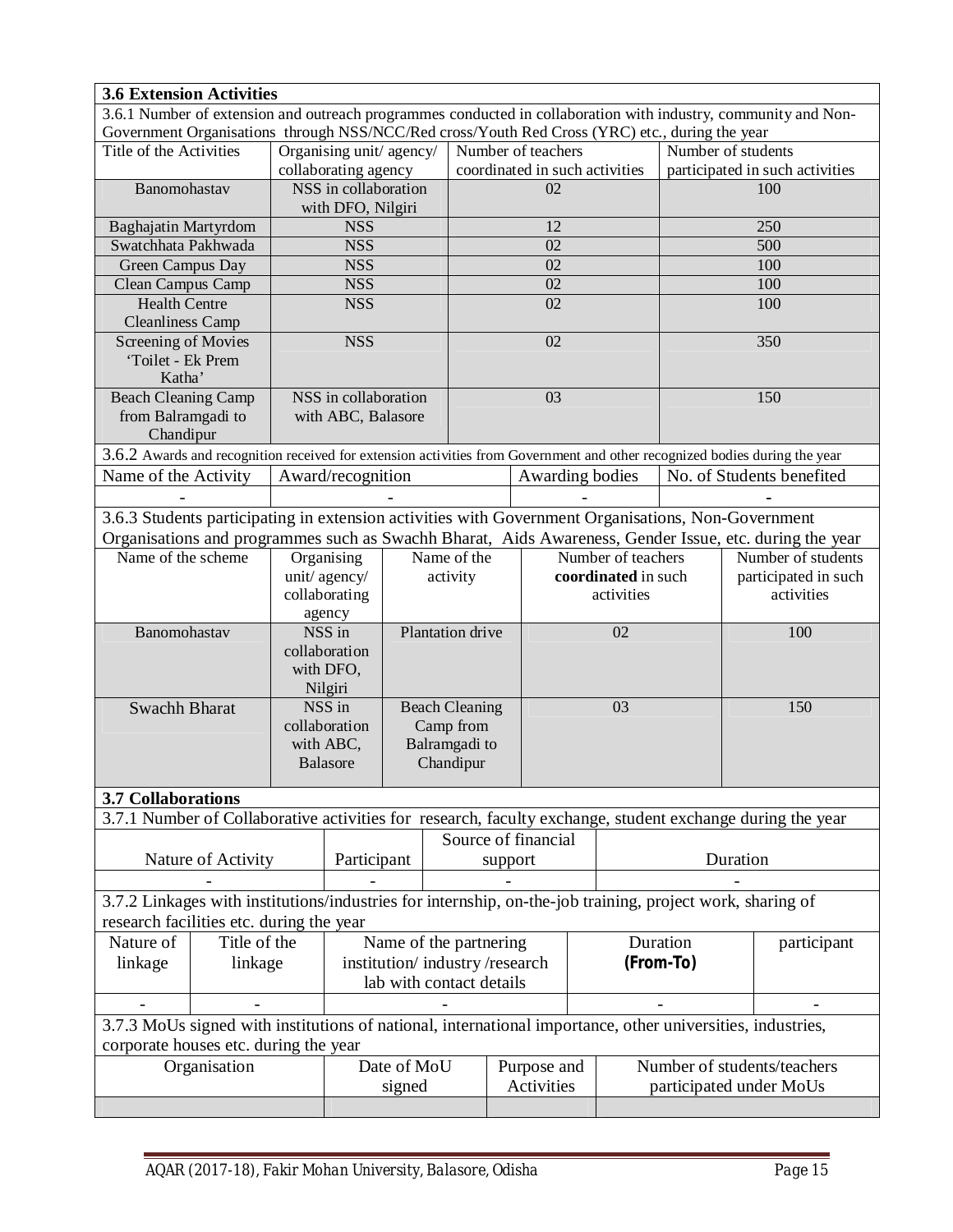### 3.6 Extension Activities

3.6.1 Number of extension and outreach programmes conducted in collaboration with industry, community and Non-Government Organisations through NSS/NCC/Red cross/Youth Red Cross (YRC) etc., during the year

| Title of the Activities | Organising unit/ agency/ collaborating agency | Number of teachers coordinated in such activities | Number of students participated in such activities |
|---|---|---|---|
| Banomohastav | NSS in collaboration with DFO, Nilgiri | 02 | 100 |
| Baghajatin Martyrdom | NSS | 12 | 250 |
| Swatchhata Pakhwada | NSS | 02 | 500 |
| Green Campus Day | NSS | 02 | 100 |
| Clean Campus Camp | NSS | 02 | 100 |
| Health Centre Cleanliness Camp | NSS | 02 | 100 |
| Screening of Movies 'Toilet - Ek Prem Katha' | NSS | 02 | 350 |
| Beach Cleaning Camp from Balramgadi to Chandipur | NSS in collaboration with ABC, Balasore | 03 | 150 |

3.6.2 Awards and recognition received for extension activities from Government and other recognized bodies during the year

| Name of the Activity | Award/recognition | Awarding bodies | No. of Students benefited |
|---|---|---|---|
| - | - | - | - |

3.6.3 Students participating in extension activities with Government Organisations, Non-Government Organisations and programmes such as Swachh Bharat, Aids Awareness, Gender Issue, etc. during the year

| Name of the scheme | Organising unit/ agency/ collaborating agency | Name of the activity | Number of teachers **coordinated** in such activities | Number of students participated in such activities |
|---|---|---|---|---|
| Banomohastav | NSS in collaboration with DFO, Nilgiri | Plantation drive | 02 | 100 |
| Swachh Bharat | NSS in collaboration with ABC, Balasore | Beach Cleaning Camp from Balramgadi to Chandipur | 03 | 150 |

### 3.7 Collaborations

3.7.1 Number of Collaborative activities for research, faculty exchange, student exchange during the year

| Nature of Activity | Participant | Source of financial support | Duration |
|---|---|---|---|
| - | - | - | - |

3.7.2 Linkages with institutions/industries for internship, on-the-job training, project work, sharing of research facilities etc. during the year

| Nature of linkage | Title of the linkage | Name of the partnering institution/ industry /research lab with contact details | Duration **(From-To)** | participant |
|---|---|---|---|---|
| - | - | - | - | - |

3.7.3 MoUs signed with institutions of national, international importance, other universities, industries, corporate houses etc. during the year

| Organisation | Date of MoU signed | Purpose and Activities | Number of students/teachers participated under MoUs |
|---|---|---|---|
| | | | |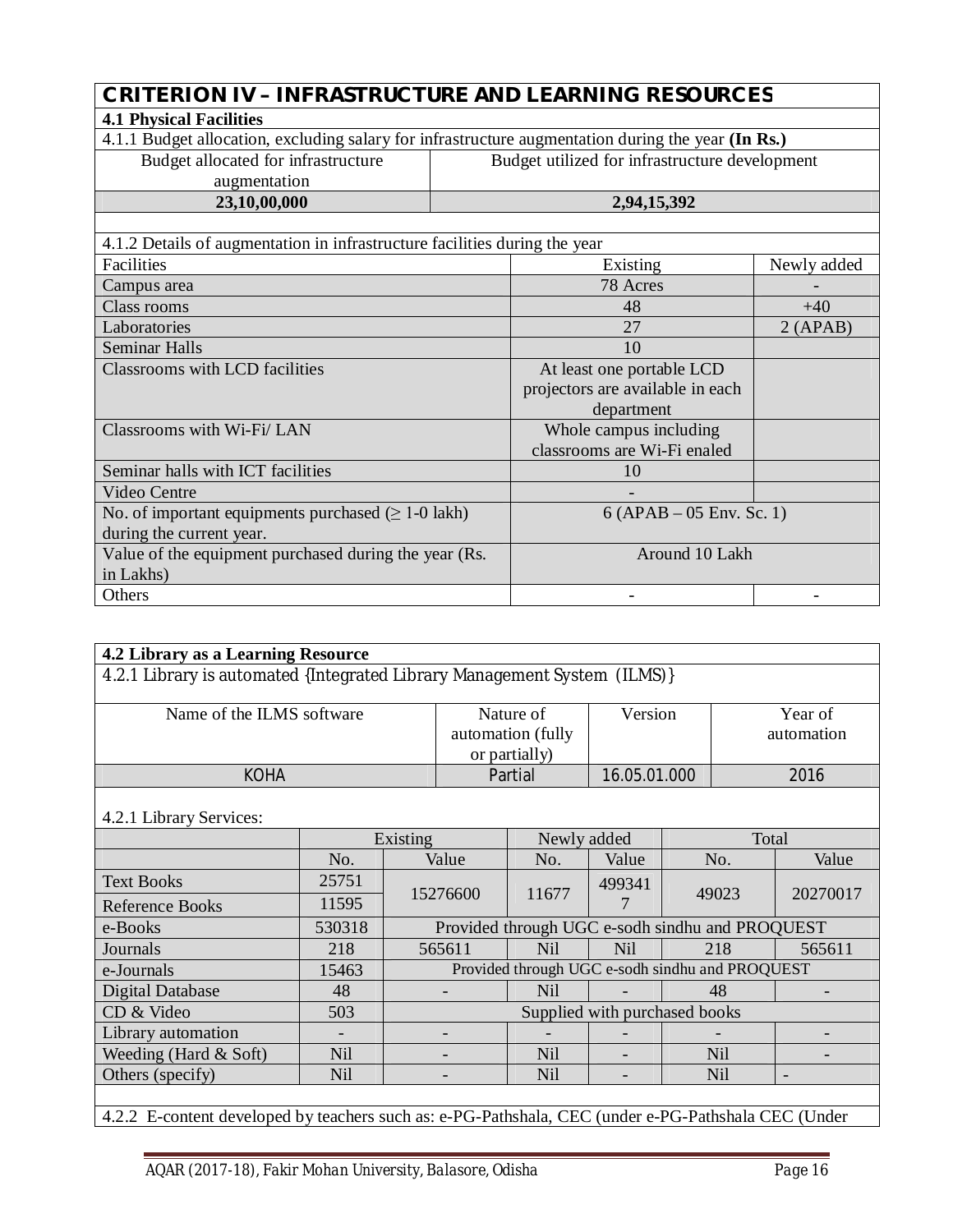## CRITERION IV – INFRASTRUCTURE AND LEARNING RESOURCES

### 4.1 Physical Facilities

4.1.1 Budget allocation, excluding salary for infrastructure augmentation during the year **(In Rs.)**

| Budget allocated for infrastructure augmentation | Budget utilized for infrastructure development |
|---|---|
| **23,10,00,000** | **2,94,15,392** |

4.1.2 Details of augmentation in infrastructure facilities during the year

| Facilities | Existing | Newly added |
|---|---|---|
| Campus area | 78 Acres | - |
| Class rooms | 48 | +40 |
| Laboratories | 27 | 2 (APAB) |
| Seminar Halls | 10 | |
| Classrooms with LCD facilities | At least one portable LCD projectors are available in each department | |
| Classrooms with Wi-Fi/ LAN | Whole campus including classrooms are Wi-Fi enaled | |
| Seminar halls with ICT facilities | 10 | |
| Video Centre | - | |
| No. of important equipments purchased (≥ 1-0 lakh) during the current year. | 6 (APAB – 05 Env. Sc. 1) | |
| Value of the equipment purchased during the year (Rs. in Lakhs) | Around 10 Lakh | |
| Others | - | - |

### 4.2 Library as a Learning Resource

4.2.1 Library is automated {Integrated Library Management System (ILMS)}

| Name of the ILMS software | Nature of automation (fully or partially) | Version | Year of automation |
|---|---|---|---|
| KOHA | Partial | 16.05.01.000 | 2016 |

4.2.1 Library Services:

| | Existing | | Newly added | | Total | |
|---|---|---|---|---|---|---|
| | No. | Value | No. | Value | No. | Value |
| Text Books | 25751 | 15276600 | 11677 | 4993417 | 49023 | 20270017 |
| Reference Books | 11595 | | | | | |
| e-Books | 530318 | Provided through UGC e-sodh sindhu and PROQUEST | | | | |
| Journals | 218 | 565611 | Nil | Nil | 218 | 565611 |
| e-Journals | 15463 | Provided through UGC e-sodh sindhu and PROQUEST | | | | |
| Digital Database | 48 | - | Nil | - | 48 | - |
| CD & Video | 503 | Supplied with purchased books | | | | |
| Library automation | - | - | - | - | - | - |
| Weeding (Hard & Soft) | Nil | - | Nil | - | Nil | - |
| Others (specify) | Nil | - | Nil | - | Nil | - |

4.2.2 E-content developed by teachers such as: e-PG-Pathshala, CEC (under e-PG-Pathshala CEC (Under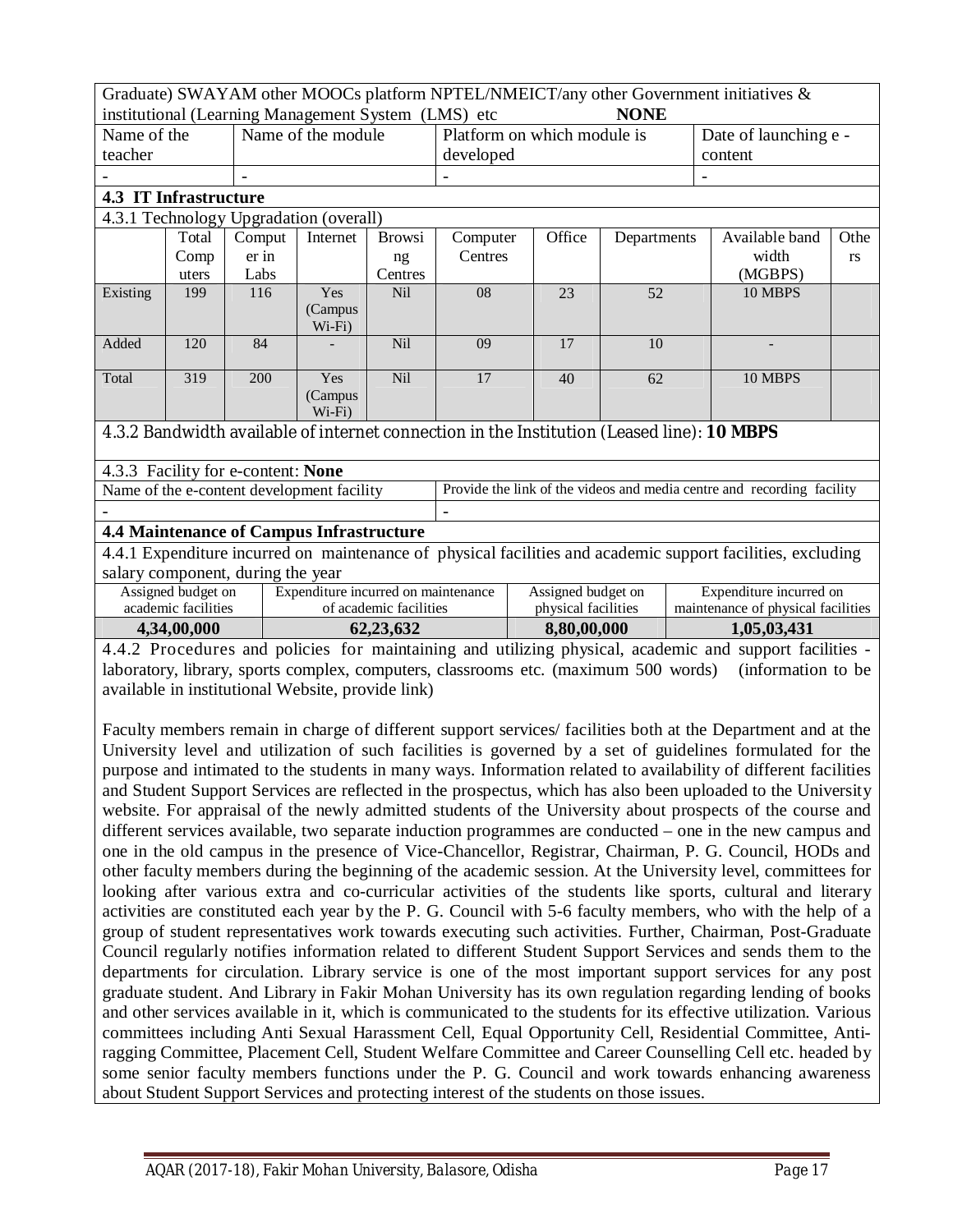Graduate) SWAYAM other MOOCs platform NPTEL/NMEICT/any other Government initiatives & institutional (Learning Management System (LMS) etc **NONE**

| Name of the teacher | Name of the module | Platform on which module is developed | Date of launching e - content |
|---|---|---|---|
| - | - | - | - |

**4.3 IT Infrastructure**

4.3.1 Technology Upgradation (overall)

| | Total Computers | Computer in Labs | Internet | Browsing Centres | Computer Centres | Office | Departments | Available band width (MGBPS) | Others |
|---|---|---|---|---|---|---|---|---|---|
| Existing | 199 | 116 | Yes (Campus Wi-Fi) | Nil | 08 | 23 | 52 | 10 MBPS | |
| Added | 120 | 84 | - | Nil | 09 | 17 | 10 | - | |
| Total | 319 | 200 | Yes (Campus Wi-Fi) | Nil | 17 | 40 | 62 | 10 MBPS | |

4.3.2 Bandwidth available of internet connection in the Institution (Leased line): **10 MBPS**

4.3.3 Facility for e-content: **None**

| Name of the e-content development facility | Provide the link of the videos and media centre and recording facility |
|---|---|
| - | - |

**4.4 Maintenance of Campus Infrastructure**

4.4.1 Expenditure incurred on maintenance of physical facilities and academic support facilities, excluding salary component, during the year

| Assigned budget on academic facilities | Expenditure incurred on maintenance of academic facilities | Assigned budget on physical facilities | Expenditure incurred on maintenance of physical facilities |
|---|---|---|---|
| **4,34,00,000** | **62,23,632** | **8,80,00,000** | **1,05,03,431** |

4.4.2 Procedures and policies for maintaining and utilizing physical, academic and support facilities - laboratory, library, sports complex, computers, classrooms etc. (maximum 500 words) (information to be available in institutional Website, provide link)

Faculty members remain in charge of different support services/ facilities both at the Department and at the University level and utilization of such facilities is governed by a set of guidelines formulated for the purpose and intimated to the students in many ways. Information related to availability of different facilities and Student Support Services are reflected in the prospectus, which has also been uploaded to the University website. For appraisal of the newly admitted students of the University about prospects of the course and different services available, two separate induction programmes are conducted – one in the new campus and one in the old campus in the presence of Vice-Chancellor, Registrar, Chairman, P. G. Council, HODs and other faculty members during the beginning of the academic session. At the University level, committees for looking after various extra and co-curricular activities of the students like sports, cultural and literary activities are constituted each year by the P. G. Council with 5-6 faculty members, who with the help of a group of student representatives work towards executing such activities. Further, Chairman, Post-Graduate Council regularly notifies information related to different Student Support Services and sends them to the departments for circulation. Library service is one of the most important support services for any post graduate student. And Library in Fakir Mohan University has its own regulation regarding lending of books and other services available in it, which is communicated to the students for its effective utilization. Various committees including Anti Sexual Harassment Cell, Equal Opportunity Cell, Residential Committee, Anti-ragging Committee, Placement Cell, Student Welfare Committee and Career Counselling Cell etc. headed by some senior faculty members functions under the P. G. Council and work towards enhancing awareness about Student Support Services and protecting interest of the students on those issues.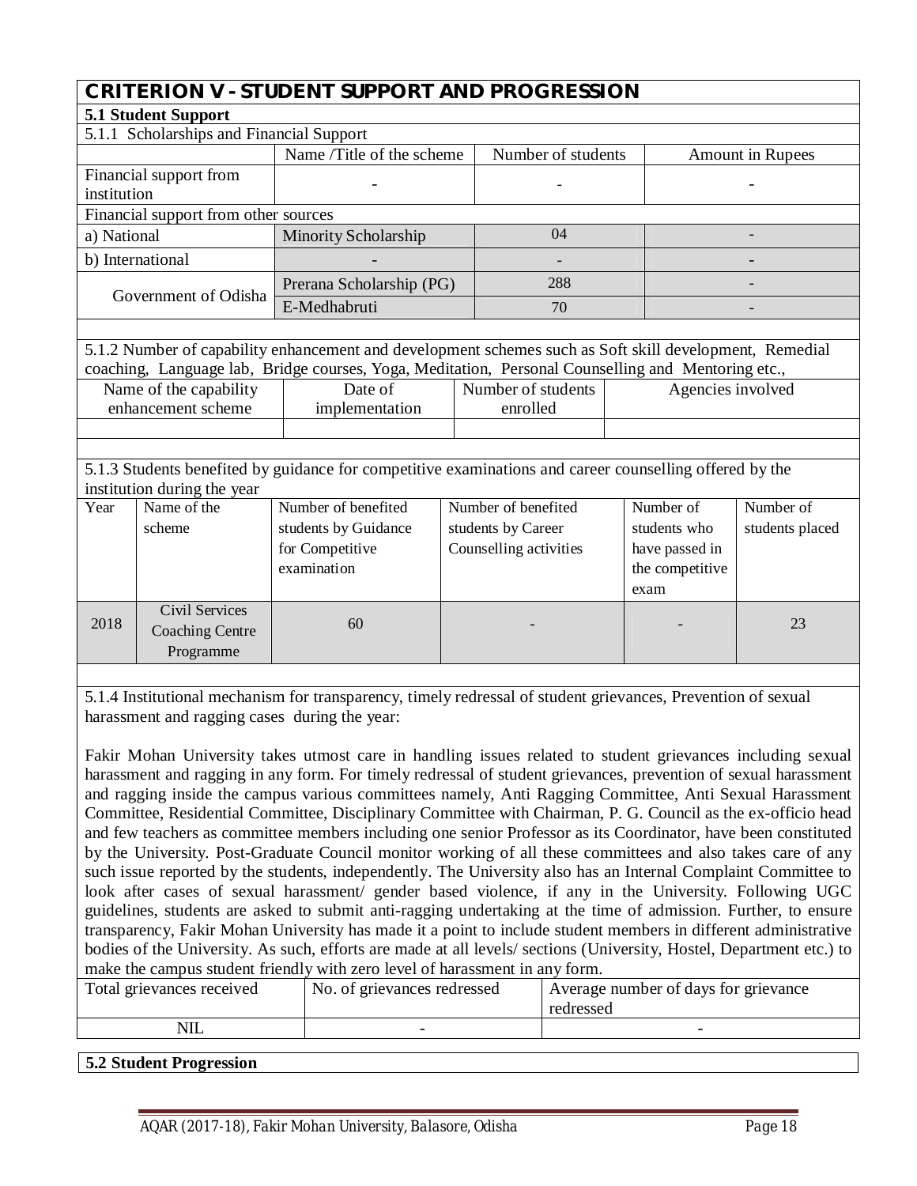## CRITERION V - STUDENT SUPPORT AND PROGRESSION

### 5.1 Student Support

5.1.1 Scholarships and Financial Support

| | Name /Title of the scheme | Number of students | Amount in Rupees |
|---|---|---|---|
| Financial support from institution | - | - | - |
| Financial support from other sources | | | |
| a) National | Minority Scholarship | 04 | - |
| b) International | - | - | - |
| Government of Odisha | Prerana Scholarship (PG) | 288 | - |
| | E-Medhabruti | 70 | - |

5.1.2 Number of capability enhancement and development schemes such as Soft skill development, Remedial coaching, Language lab, Bridge courses, Yoga, Meditation, Personal Counselling and Mentoring etc.,

| Name of the capability enhancement scheme | Date of implementation | Number of students enrolled | Agencies involved |
|---|---|---|---|
| | | | |

5.1.3 Students benefited by guidance for competitive examinations and career counselling offered by the institution during the year

| Year | Name of the scheme | Number of benefited students by Guidance for Competitive examination | Number of benefited students by Career Counselling activities | Number of students who have passed in the competitive exam | Number of students placed |
|---|---|---|---|---|---|
| 2018 | Civil Services Coaching Centre Programme | 60 | - | - | 23 |

5.1.4 Institutional mechanism for transparency, timely redressal of student grievances, Prevention of sexual harassment and ragging cases during the year:

Fakir Mohan University takes utmost care in handling issues related to student grievances including sexual harassment and ragging in any form. For timely redressal of student grievances, prevention of sexual harassment and ragging inside the campus various committees namely, Anti Ragging Committee, Anti Sexual Harassment Committee, Residential Committee, Disciplinary Committee with Chairman, P. G. Council as the ex-officio head and few teachers as committee members including one senior Professor as its Coordinator, have been constituted by the University. Post-Graduate Council monitor working of all these committees and also takes care of any such issue reported by the students, independently. The University also has an Internal Complaint Committee to look after cases of sexual harassment/ gender based violence, if any in the University. Following UGC guidelines, students are asked to submit anti-ragging undertaking at the time of admission. Further, to ensure transparency, Fakir Mohan University has made it a point to include student members in different administrative bodies of the University. As such, efforts are made at all levels/ sections (University, Hostel, Department etc.) to make the campus student friendly with zero level of harassment in any form.

| Total grievances received | No. of grievances redressed | Average number of days for grievance redressed |
|---|---|---|
| NIL | - | - |

### 5.2 Student Progression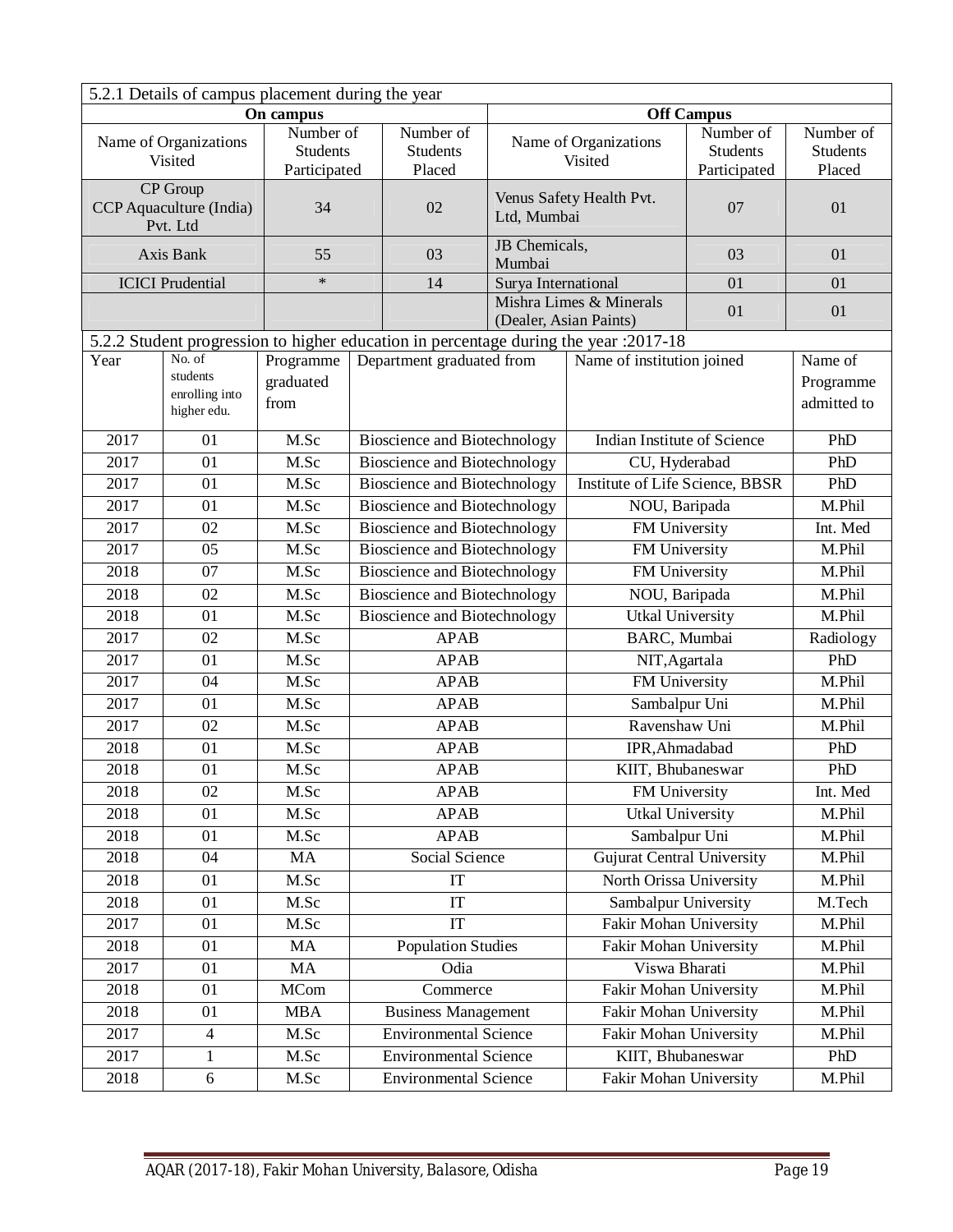### 5.2.1 Details of campus placement during the year

| On campus | | | Off Campus | | |
|---|---|---|---|---|---|
| Name of Organizations Visited | Number of Students Participated | Number of Students Placed | Name of Organizations Visited | Number of Students Participated | Number of Students Placed |
| CP Group CCP Aquaculture (India) Pvt. Ltd | 34 | 02 | Venus Safety Health Pvt. Ltd, Mumbai | 07 | 01 |
| Axis Bank | 55 | 03 | JB Chemicals, Mumbai | 03 | 01 |
| ICICI Prudential | * | 14 | Surya International | 01 | 01 |
| | | | Mishra Limes & Minerals (Dealer, Asian Paints) | 01 | 01 |

### 5.2.2 Student progression to higher education in percentage during the year :2017-18

| Year | No. of students enrolling into higher edu. | Programme graduated from | Department graduated from | Name of institution joined | Name of Programme admitted to |
|---|---|---|---|---|---|
| 2017 | 01 | M.Sc | Bioscience and Biotechnology | Indian Institute of Science | PhD |
| 2017 | 01 | M.Sc | Bioscience and Biotechnology | CU, Hyderabad | PhD |
| 2017 | 01 | M.Sc | Bioscience and Biotechnology | Institute of Life Science, BBSR | PhD |
| 2017 | 01 | M.Sc | Bioscience and Biotechnology | NOU, Baripada | M.Phil |
| 2017 | 02 | M.Sc | Bioscience and Biotechnology | FM University | Int. Med |
| 2017 | 05 | M.Sc | Bioscience and Biotechnology | FM University | M.Phil |
| 2018 | 07 | M.Sc | Bioscience and Biotechnology | FM University | M.Phil |
| 2018 | 02 | M.Sc | Bioscience and Biotechnology | NOU, Baripada | M.Phil |
| 2018 | 01 | M.Sc | Bioscience and Biotechnology | Utkal University | M.Phil |
| 2017 | 02 | M.Sc | APAB | BARC, Mumbai | Radiology |
| 2017 | 01 | M.Sc | APAB | NIT,Agartala | PhD |
| 2017 | 04 | M.Sc | APAB | FM University | M.Phil |
| 2017 | 01 | M.Sc | APAB | Sambalpur Uni | M.Phil |
| 2017 | 02 | M.Sc | APAB | Ravenshaw Uni | M.Phil |
| 2018 | 01 | M.Sc | APAB | IPR,Ahmadabad | PhD |
| 2018 | 01 | M.Sc | APAB | KIIT, Bhubaneswar | PhD |
| 2018 | 02 | M.Sc | APAB | FM University | Int. Med |
| 2018 | 01 | M.Sc | APAB | Utkal University | M.Phil |
| 2018 | 01 | M.Sc | APAB | Sambalpur Uni | M.Phil |
| 2018 | 04 | MA | Social Science | Gujurat Central University | M.Phil |
| 2018 | 01 | M.Sc | IT | North Orissa University | M.Phil |
| 2018 | 01 | M.Sc | IT | Sambalpur University | M.Tech |
| 2017 | 01 | M.Sc | IT | Fakir Mohan University | M.Phil |
| 2018 | 01 | MA | Population Studies | Fakir Mohan University | M.Phil |
| 2017 | 01 | MA | Odia | Viswa Bharati | M.Phil |
| 2018 | 01 | MCom | Commerce | Fakir Mohan University | M.Phil |
| 2018 | 01 | MBA | Business Management | Fakir Mohan University | M.Phil |
| 2017 | 4 | M.Sc | Environmental Science | Fakir Mohan University | M.Phil |
| 2017 | 1 | M.Sc | Environmental Science | KIIT, Bhubaneswar | PhD |
| 2018 | 6 | M.Sc | Environmental Science | Fakir Mohan University | M.Phil |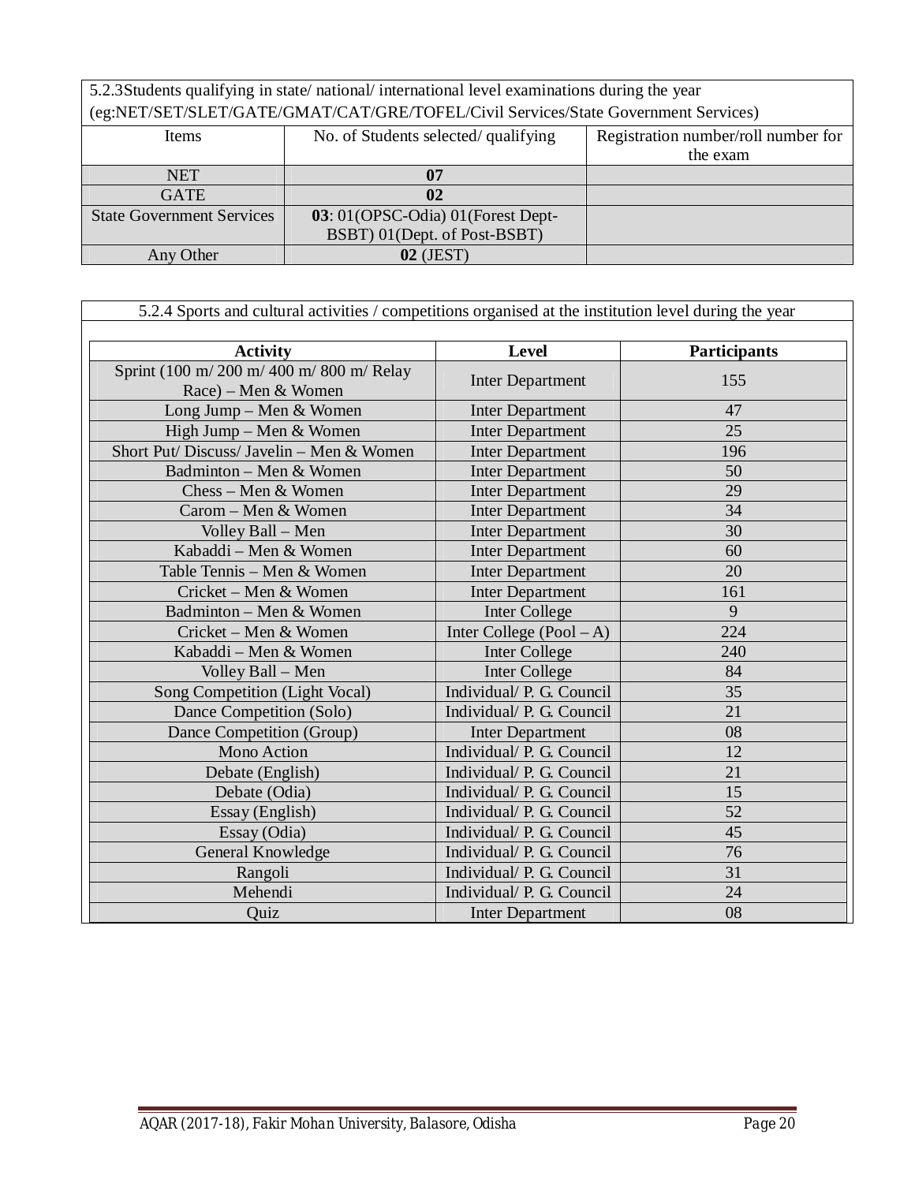| 5.2.3Students qualifying in state/ national/ international level examinations during the year (eg:NET/SET/SLET/GATE/GMAT/CAT/GRE/TOFEL/Civil Services/State Government Services) | | |
|---|---|---|
| Items | No. of Students selected/ qualifying | Registration number/roll number for the exam |
| NET | **07** | |
| GATE | **02** | |
| State Government Services | **03**: 01(OPSC-Odia) 01(Forest Dept-BSBT) 01(Dept. of Post-BSBT) | |
| Any Other | **02** (JEST) | |

5.2.4 Sports and cultural activities / competitions organised at the institution level during the year

| **Activity** | **Level** | **Participants** |
|---|---|---|
| Sprint (100 m/ 200 m/ 400 m/ 800 m/ Relay Race) – Men & Women | Inter Department | 155 |
| Long Jump – Men & Women | Inter Department | 47 |
| High Jump – Men & Women | Inter Department | 25 |
| Short Put/ Discuss/ Javelin – Men & Women | Inter Department | 196 |
| Badminton – Men & Women | Inter Department | 50 |
| Chess – Men & Women | Inter Department | 29 |
| Carom – Men & Women | Inter Department | 34 |
| Volley Ball – Men | Inter Department | 30 |
| Kabaddi – Men & Women | Inter Department | 60 |
| Table Tennis – Men & Women | Inter Department | 20 |
| Cricket – Men & Women | Inter Department | 161 |
| Badminton – Men & Women | Inter College | 9 |
| Cricket – Men & Women | Inter College (Pool – A) | 224 |
| Kabaddi – Men & Women | Inter College | 240 |
| Volley Ball – Men | Inter College | 84 |
| Song Competition (Light Vocal) | Individual/ P. G. Council | 35 |
| Dance Competition (Solo) | Individual/ P. G. Council | 21 |
| Dance Competition (Group) | Inter Department | 08 |
| Mono Action | Individual/ P. G. Council | 12 |
| Debate (English) | Individual/ P. G. Council | 21 |
| Debate (Odia) | Individual/ P. G. Council | 15 |
| Essay (English) | Individual/ P. G. Council | 52 |
| Essay (Odia) | Individual/ P. G. Council | 45 |
| General Knowledge | Individual/ P. G. Council | 76 |
| Rangoli | Individual/ P. G. Council | 31 |
| Mehendi | Individual/ P. G. Council | 24 |
| Quiz | Inter Department | 08 |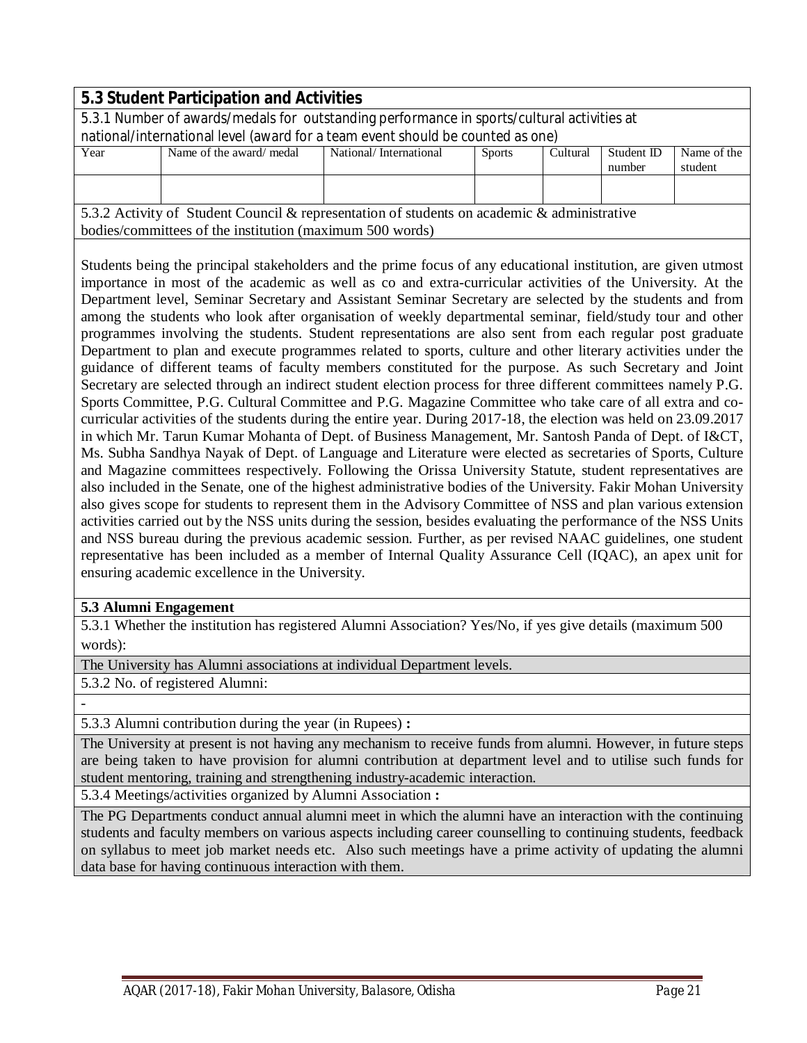## 5.3 Student Participation and Activities

5.3.1 Number of awards/medals for outstanding performance in sports/cultural activities at national/international level (award for a team event should be counted as one)

| Year | Name of the award/ medal | National/ International | Sports | Cultural | Student ID number | Name of the student |
|---|---|---|---|---|---|---|
| | | | | | | |

5.3.2 Activity of Student Council & representation of students on academic & administrative bodies/committees of the institution (maximum 500 words)

Students being the principal stakeholders and the prime focus of any educational institution, are given utmost importance in most of the academic as well as co and extra-curricular activities of the University. At the Department level, Seminar Secretary and Assistant Seminar Secretary are selected by the students and from among the students who look after organisation of weekly departmental seminar, field/study tour and other programmes involving the students. Student representations are also sent from each regular post graduate Department to plan and execute programmes related to sports, culture and other literary activities under the guidance of different teams of faculty members constituted for the purpose. As such Secretary and Joint Secretary are selected through an indirect student election process for three different committees namely P.G. Sports Committee, P.G. Cultural Committee and P.G. Magazine Committee who take care of all extra and co-curricular activities of the students during the entire year. During 2017-18, the election was held on 23.09.2017 in which Mr. Tarun Kumar Mohanta of Dept. of Business Management, Mr. Santosh Panda of Dept. of I&CT, Ms. Subha Sandhya Nayak of Dept. of Language and Literature were elected as secretaries of Sports, Culture and Magazine committees respectively. Following the Orissa University Statute, student representatives are also included in the Senate, one of the highest administrative bodies of the University. Fakir Mohan University also gives scope for students to represent them in the Advisory Committee of NSS and plan various extension activities carried out by the NSS units during the session, besides evaluating the performance of the NSS Units and NSS bureau during the previous academic session. Further, as per revised NAAC guidelines, one student representative has been included as a member of Internal Quality Assurance Cell (IQAC), an apex unit for ensuring academic excellence in the University.

**5.3 Alumni Engagement**

5.3.1 Whether the institution has registered Alumni Association? Yes/No, if yes give details (maximum 500 words):

The University has Alumni associations at individual Department levels.

5.3.2 No. of registered Alumni:

-

5.3.3 Alumni contribution during the year (in Rupees) **:**

The University at present is not having any mechanism to receive funds from alumni. However, in future steps are being taken to have provision for alumni contribution at department level and to utilise such funds for student mentoring, training and strengthening industry-academic interaction.

5.3.4 Meetings/activities organized by Alumni Association **:**

The PG Departments conduct annual alumni meet in which the alumni have an interaction with the continuing students and faculty members on various aspects including career counselling to continuing students, feedback on syllabus to meet job market needs etc. Also such meetings have a prime activity of updating the alumni data base for having continuous interaction with them.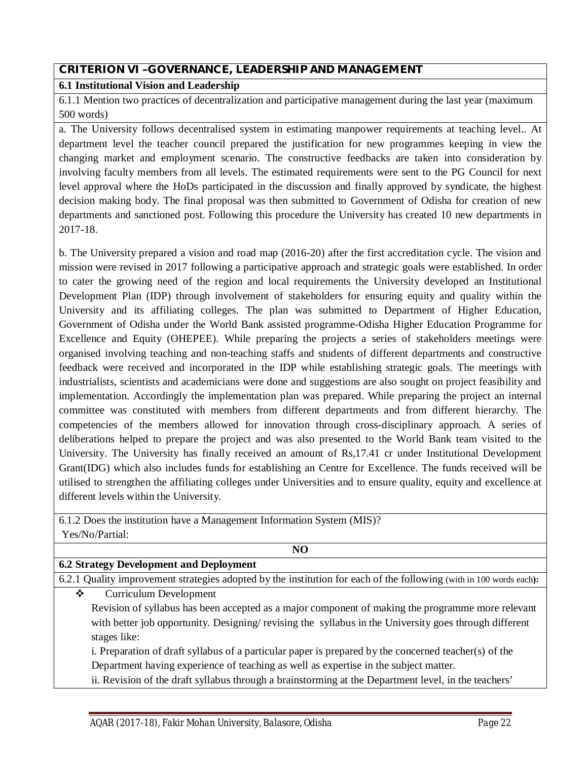## CRITERION VI –GOVERNANCE, LEADERSHIP AND MANAGEMENT

### 6.1 Institutional Vision and Leadership

6.1.1 Mention two practices of decentralization and participative management during the last year (maximum 500 words)

a. The University follows decentralised system in estimating manpower requirements at teaching level.. At department level the teacher council prepared the justification for new programmes keeping in view the changing market and employment scenario. The constructive feedbacks are taken into consideration by involving faculty members from all levels. The estimated requirements were sent to the PG Council for next level approval where the HoDs participated in the discussion and finally approved by syndicate, the highest decision making body. The final proposal was then submitted to Government of Odisha for creation of new departments and sanctioned post. Following this procedure the University has created 10 new departments in 2017-18.

b. The University prepared a vision and road map (2016-20) after the first accreditation cycle. The vision and mission were revised in 2017 following a participative approach and strategic goals were established. In order to cater the growing need of the region and local requirements the University developed an Institutional Development Plan (IDP) through involvement of stakeholders for ensuring equity and quality within the University and its affiliating colleges. The plan was submitted to Department of Higher Education, Government of Odisha under the World Bank assisted programme-Odisha Higher Education Programme for Excellence and Equity (OHEPEE). While preparing the projects a series of stakeholders meetings were organised involving teaching and non-teaching staffs and students of different departments and constructive feedback were received and incorporated in the IDP while establishing strategic goals. The meetings with industrialists, scientists and academicians were done and suggestions are also sought on project feasibility and implementation. Accordingly the implementation plan was prepared. While preparing the project an internal committee was constituted with members from different departments and from different hierarchy. The competencies of the members allowed for innovation through cross-disciplinary approach. A series of deliberations helped to prepare the project and was also presented to the World Bank team visited to the University. The University has finally received an amount of Rs,17.41 cr under Institutional Development Grant(IDG) which also includes funds for establishing an Centre for Excellence. The funds received will be utilised to strengthen the affiliating colleges under Universities and to ensure quality, equity and excellence at different levels within the University.

6.1.2 Does the institution have a Management Information System (MIS)?
Yes/No/Partial:

**NO**

### 6.2 Strategy Development and Deployment

6.2.1 Quality improvement strategies adopted by the institution for each of the following (with in 100 words each):

- Curriculum Development

  Revision of syllabus has been accepted as a major component of making the programme more relevant with better job opportunity. Designing/ revising the syllabus in the University goes through different stages like:

  i. Preparation of draft syllabus of a particular paper is prepared by the concerned teacher(s) of the Department having experience of teaching as well as expertise in the subject matter.

  ii. Revision of the draft syllabus through a brainstorming at the Department level, in the teachers'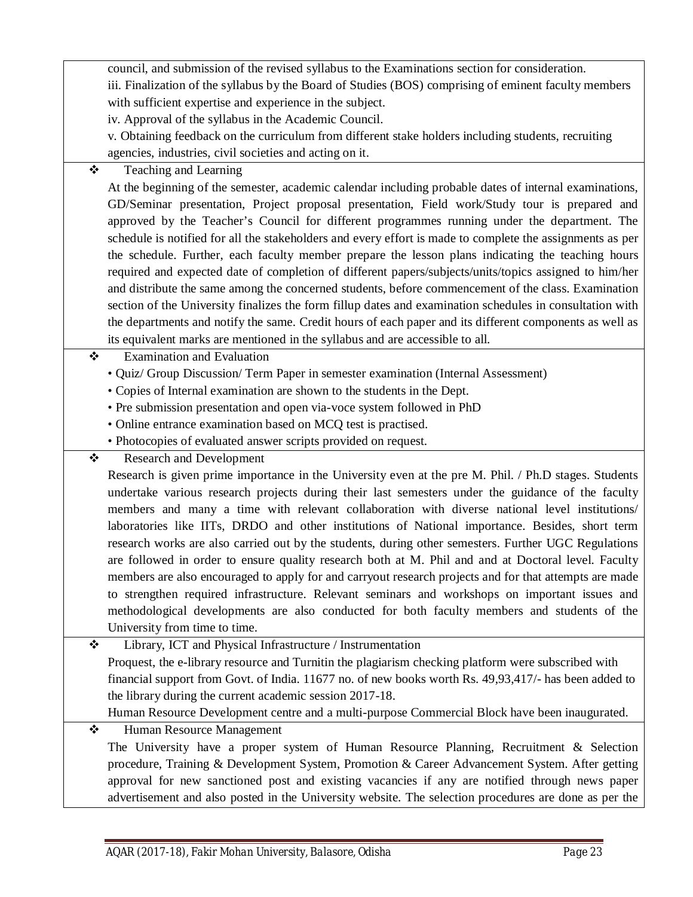| | |
|---|---|
| | council, and submission of the revised syllabus to the Examinations section for consideration.<br>iii. Finalization of the syllabus by the Board of Studies (BOS) comprising of eminent faculty members with sufficient expertise and experience in the subject.<br>iv. Approval of the syllabus in the Academic Council.<br>v. Obtaining feedback on the curriculum from different stake holders including students, recruiting agencies, industries, civil societies and acting on it. |
| ❖ | Teaching and Learning<br>At the beginning of the semester, academic calendar including probable dates of internal examinations, GD/Seminar presentation, Project proposal presentation, Field work/Study tour is prepared and approved by the Teacher's Council for different programmes running under the department. The schedule is notified for all the stakeholders and every effort is made to complete the assignments as per the schedule. Further, each faculty member prepare the lesson plans indicating the teaching hours required and expected date of completion of different papers/subjects/units/topics assigned to him/her and distribute the same among the concerned students, before commencement of the class. Examination section of the University finalizes the form fillup dates and examination schedules in consultation with the departments and notify the same. Credit hours of each paper and its different components as well as its equivalent marks are mentioned in the syllabus and are accessible to all. |
| ❖ | Examination and Evaluation<br>• Quiz/ Group Discussion/ Term Paper in semester examination (Internal Assessment)<br>• Copies of Internal examination are shown to the students in the Dept.<br>• Pre submission presentation and open via-voce system followed in PhD<br>• Online entrance examination based on MCQ test is practised.<br>• Photocopies of evaluated answer scripts provided on request. |
| ❖ | Research and Development<br>Research is given prime importance in the University even at the pre M. Phil. / Ph.D stages. Students undertake various research projects during their last semesters under the guidance of the faculty members and many a time with relevant collaboration with diverse national level institutions/ laboratories like IITs, DRDO and other institutions of National importance. Besides, short term research works are also carried out by the students, during other semesters. Further UGC Regulations are followed in order to ensure quality research both at M. Phil and and at Doctoral level. Faculty members are also encouraged to apply for and carryout research projects and for that attempts are made to strengthen required infrastructure. Relevant seminars and workshops on important issues and methodological developments are also conducted for both faculty members and students of the University from time to time. |
| ❖ | Library, ICT and Physical Infrastructure / Instrumentation<br>Proquest, the e-library resource and Turnitin the plagiarism checking platform were subscribed with financial support from Govt. of India. 11677 no. of new books worth Rs. 49,93,417/- has been added to the library during the current academic session 2017-18.<br>Human Resource Development centre and a multi-purpose Commercial Block have been inaugurated. |
| ❖ | Human Resource Management<br>The University have a proper system of Human Resource Planning, Recruitment & Selection procedure, Training & Development System, Promotion & Career Advancement System. After getting approval for new sanctioned post and existing vacancies if any are notified through news paper advertisement and also posted in the University website. The selection procedures are done as per the |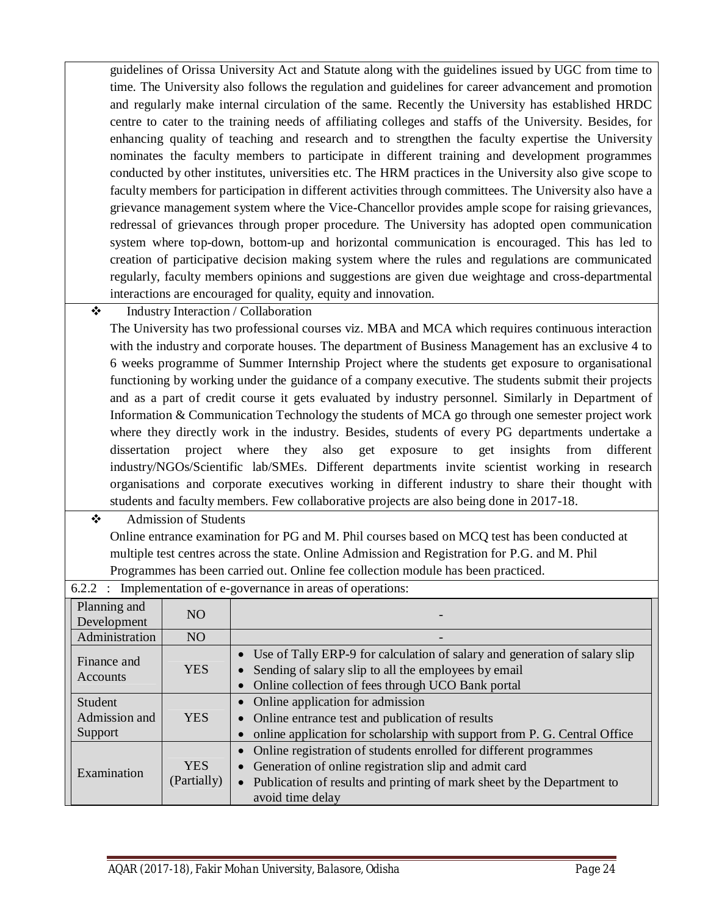guidelines of Orissa University Act and Statute along with the guidelines issued by UGC from time to time. The University also follows the regulation and guidelines for career advancement and promotion and regularly make internal circulation of the same. Recently the University has established HRDC centre to cater to the training needs of affiliating colleges and staffs of the University. Besides, for enhancing quality of teaching and research and to strengthen the faculty expertise the University nominates the faculty members to participate in different training and development programmes conducted by other institutes, universities etc. The HRM practices in the University also give scope to faculty members for participation in different activities through committees. The University also have a grievance management system where the Vice-Chancellor provides ample scope for raising grievances, redressal of grievances through proper procedure. The University has adopted open communication system where top-down, bottom-up and horizontal communication is encouraged. This has led to creation of participative decision making system where the rules and regulations are communicated regularly, faculty members opinions and suggestions are given due weightage and cross-departmental interactions are encouraged for quality, equity and innovation.

❖ Industry Interaction / Collaboration

The University has two professional courses viz. MBA and MCA which requires continuous interaction with the industry and corporate houses. The department of Business Management has an exclusive 4 to 6 weeks programme of Summer Internship Project where the students get exposure to organisational functioning by working under the guidance of a company executive. The students submit their projects and as a part of credit course it gets evaluated by industry personnel. Similarly in Department of Information & Communication Technology the students of MCA go through one semester project work where they directly work in the industry. Besides, students of every PG departments undertake a dissertation project where they also get exposure to get insights from different industry/NGOs/Scientific lab/SMEs. Different departments invite scientist working in research organisations and corporate executives working in different industry to share their thought with students and faculty members. Few collaborative projects are also being done in 2017-18.

❖ Admission of Students

Online entrance examination for PG and M. Phil courses based on MCQ test has been conducted at multiple test centres across the state. Online Admission and Registration for P.G. and M. Phil Programmes has been carried out. Online fee collection module has been practiced.

6.2.2 : Implementation of e-governance in areas of operations:

| | | |
|---|---|---|
| Planning and Development | NO | - |
| Administration | NO | - |
| Finance and Accounts | YES | • Use of Tally ERP-9 for calculation of salary and generation of salary slip<br>• Sending of salary slip to all the employees by email<br>• Online collection of fees through UCO Bank portal |
| Student Admission and Support | YES | • Online application for admission<br>• Online entrance test and publication of results<br>• online application for scholarship with support from P. G. Central Office |
| Examination | YES (Partially) | • Online registration of students enrolled for different programmes<br>• Generation of online registration slip and admit card<br>• Publication of results and printing of mark sheet by the Department to avoid time delay |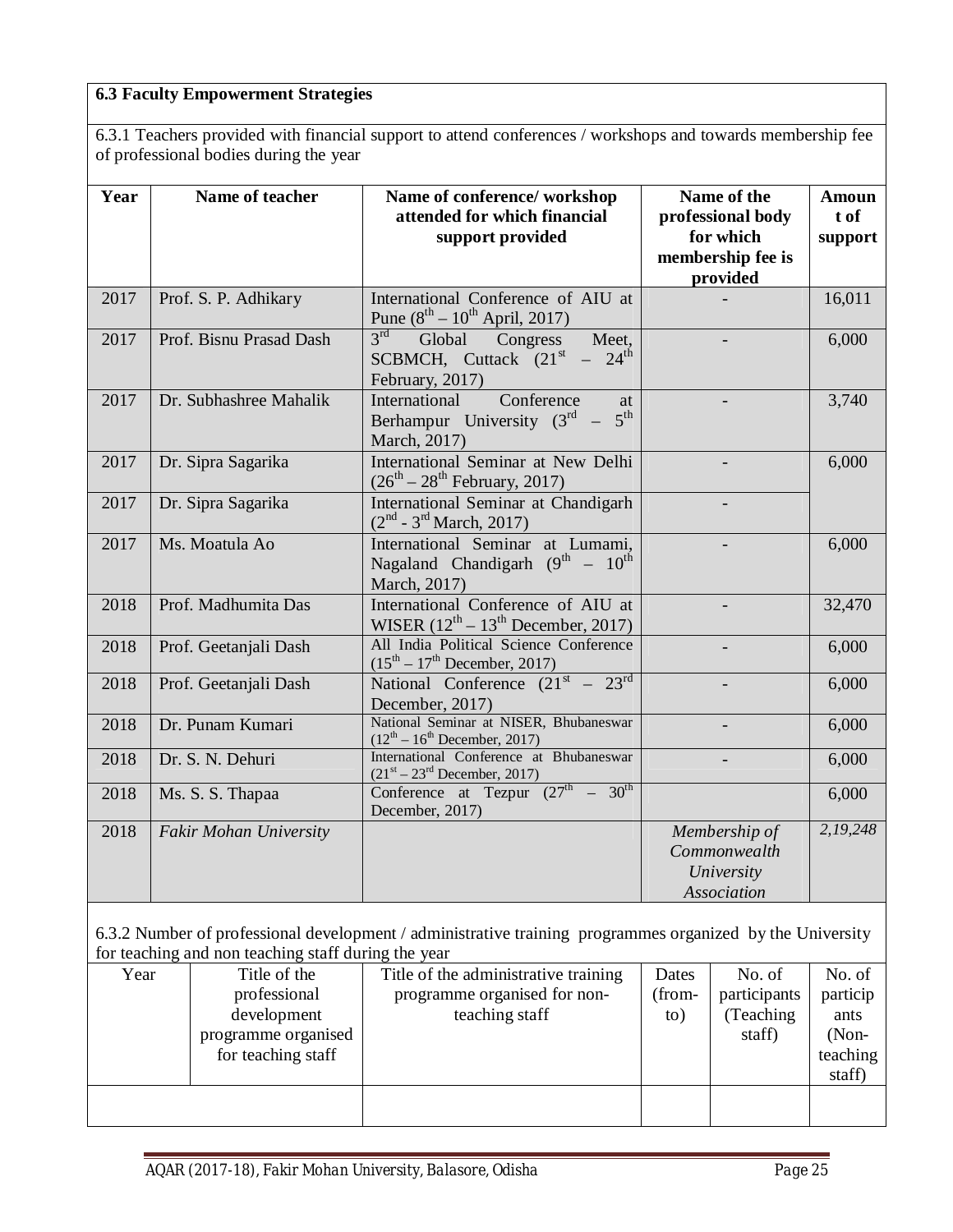**6.3 Faculty Empowerment Strategies**

6.3.1 Teachers provided with financial support to attend conferences / workshops and towards membership fee of professional bodies during the year

| Year | Name of teacher | Name of conference/ workshop attended for which financial support provided | Name of the professional body for which membership fee is provided | Amount of support |
|---|---|---|---|---|
| 2017 | Prof. S. P. Adhikary | International Conference of AIU at Pune (8th – 10th April, 2017) | - | 16,011 |
| 2017 | Prof. Bisnu Prasad Dash | 3rd Global Congress Meet, SCBMCH, Cuttack (21st – 24th February, 2017) | - | 6,000 |
| 2017 | Dr. Subhashree Mahalik | International Conference at Berhampur University (3rd – 5th March, 2017) | - | 3,740 |
| 2017 | Dr. Sipra Sagarika | International Seminar at New Delhi (26th – 28th February, 2017) | - | 6,000 |
| 2017 | Dr. Sipra Sagarika | International Seminar at Chandigarh (2nd - 3rd March, 2017) | - | |
| 2017 | Ms. Moatula Ao | International Seminar at Lumami, Nagaland Chandigarh (9th – 10th March, 2017) | - | 6,000 |
| 2018 | Prof. Madhumita Das | International Conference of AIU at WISER (12th – 13th December, 2017) | - | 32,470 |
| 2018 | Prof. Geetanjali Dash | All India Political Science Conference (15th – 17th December, 2017) | - | 6,000 |
| 2018 | Prof. Geetanjali Dash | National Conference (21st – 23rd December, 2017) | - | 6,000 |
| 2018 | Dr. Punam Kumari | National Seminar at NISER, Bhubaneswar (12th – 16th December, 2017) | - | 6,000 |
| 2018 | Dr. S. N. Dehuri | International Conference at Bhubaneswar (21st – 23rd December, 2017) | - | 6,000 |
| 2018 | Ms. S. S. Thapaa | Conference at Tezpur (27th – 30th December, 2017) | | 6,000 |
| 2018 | *Fakir Mohan University* | | *Membership of Commonwealth University Association* | *2,19,248* |

6.3.2 Number of professional development / administrative training programmes organized by the University for teaching and non teaching staff during the year

| Year | Title of the professional development programme organised for teaching staff | Title of the administrative training programme organised for non-teaching staff | Dates (from-to) | No. of participants (Teaching staff) | No. of participants (Non-teaching staff) |
|---|---|---|---|---|---|
| | | | | | |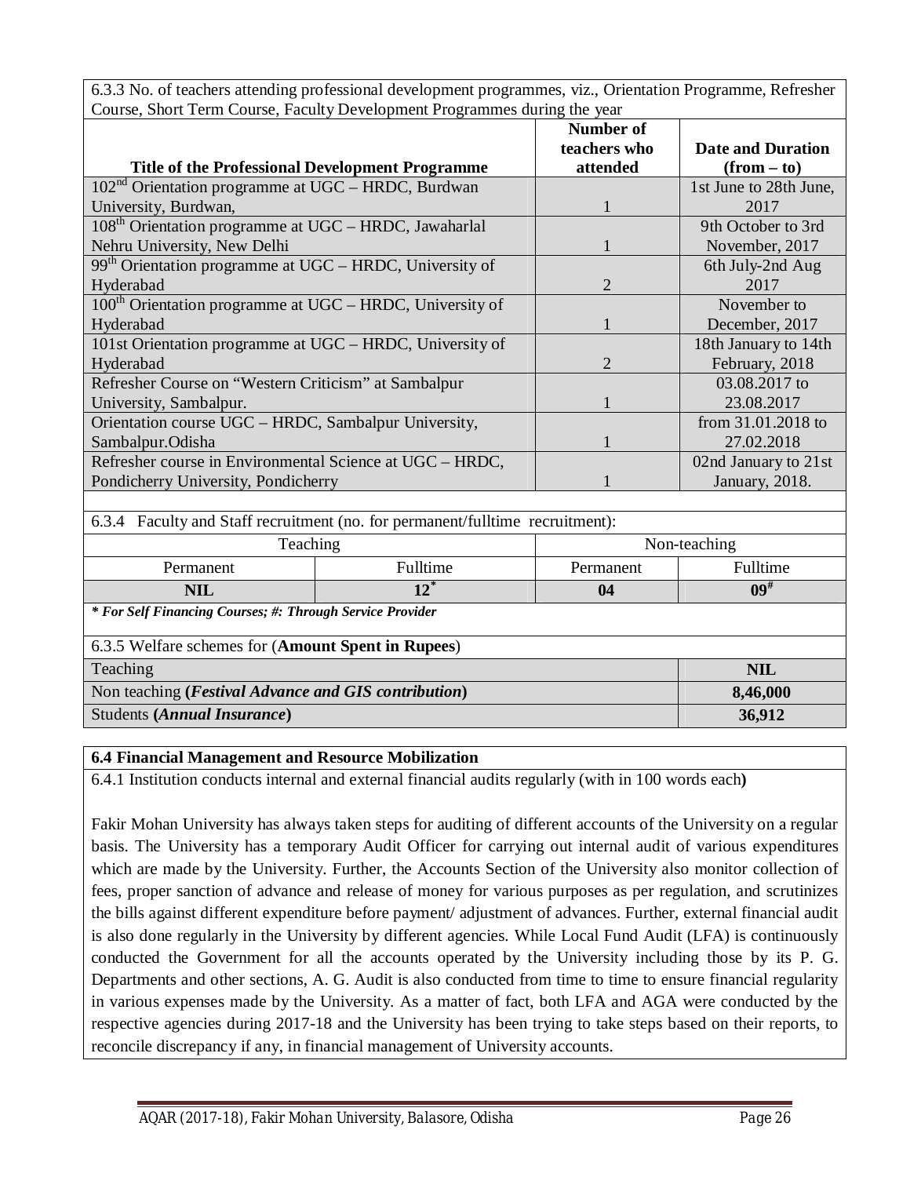6.3.3 No. of teachers attending professional development programmes, viz., Orientation Programme, Refresher Course, Short Term Course, Faculty Development Programmes during the year

| Title of the Professional Development Programme | Number of teachers who attended | Date and Duration (from – to) |
|---|---|---|
| 102nd Orientation programme at UGC – HRDC, Burdwan University, Burdwan, | 1 | 1st June to 28th June, 2017 |
| 108th Orientation programme at UGC – HRDC, Jawaharlal Nehru University, New Delhi | 1 | 9th October to 3rd November, 2017 |
| 99th Orientation programme at UGC – HRDC, University of Hyderabad | 2 | 6th July-2nd Aug 2017 |
| 100th Orientation programme at UGC – HRDC, University of Hyderabad | 1 | November to December, 2017 |
| 101st Orientation programme at UGC – HRDC, University of Hyderabad | 2 | 18th January to 14th February, 2018 |
| Refresher Course on "Western Criticism" at Sambalpur University, Sambalpur. | 1 | 03.08.2017 to 23.08.2017 |
| Orientation course UGC – HRDC, Sambalpur University, Sambalpur.Odisha | 1 | from 31.01.2018 to 27.02.2018 |
| Refresher course in Environmental Science at UGC – HRDC, Pondicherry University, Pondicherry | 1 | 02nd January to 21st January, 2018. |

6.3.4 Faculty and Staff recruitment (no. for permanent/fulltime recruitment):

| Teaching | | Non-teaching | |
|---|---|---|---|
| Permanent | Fulltime | Permanent | Fulltime |
| **NIL** | **12*** | **04** | **09#** |

***** For Self Financing Courses; #: Through Service Provider*

6.3.5 Welfare schemes for (**Amount Spent in Rupees**)

| Category | Amount |
|---|---|
| Teaching | **NIL** |
| Non teaching (***Festival Advance and GIS contribution***) | **8,46,000** |
| Students (***Annual Insurance***) | **36,912** |

**6.4 Financial Management and Resource Mobilization**

6.4.1 Institution conducts internal and external financial audits regularly (with in 100 words each**)**

Fakir Mohan University has always taken steps for auditing of different accounts of the University on a regular basis. The University has a temporary Audit Officer for carrying out internal audit of various expenditures which are made by the University. Further, the Accounts Section of the University also monitor collection of fees, proper sanction of advance and release of money for various purposes as per regulation, and scrutinizes the bills against different expenditure before payment/ adjustment of advances. Further, external financial audit is also done regularly in the University by different agencies. While Local Fund Audit (LFA) is continuously conducted the Government for all the accounts operated by the University including those by its P. G. Departments and other sections, A. G. Audit is also conducted from time to time to ensure financial regularity in various expenses made by the University. As a matter of fact, both LFA and AGA were conducted by the respective agencies during 2017-18 and the University has been trying to take steps based on their reports, to reconcile discrepancy if any, in financial management of University accounts.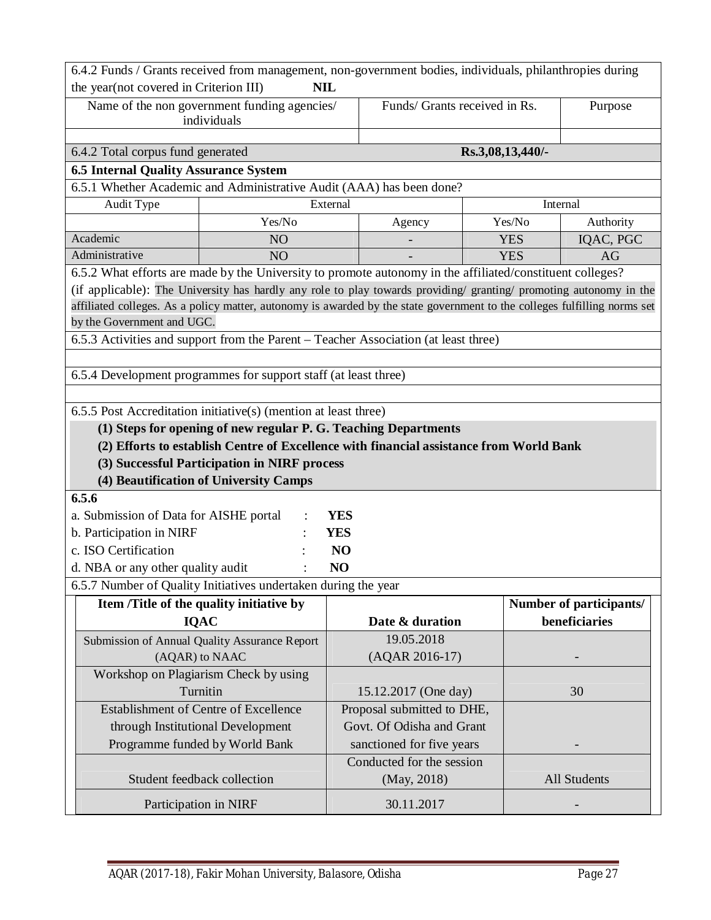6.4.2 Funds / Grants received from management, non-government bodies, individuals, philanthropies during the year(not covered in Criterion III) **NIL**

| Name of the non government funding agencies/ individuals | Funds/ Grants received in Rs. | Purpose |
|---|---|---|
| | | |

6.4.2 Total corpus fund generated **Rs.3,08,13,440/-**

**6.5 Internal Quality Assurance System**

6.5.1 Whether Academic and Administrative Audit (AAA) has been done?

| Audit Type | External | | Internal | |
|---|---|---|---|---|
| | Yes/No | Agency | Yes/No | Authority |
| Academic | NO | - | YES | IQAC, PGC |
| Administrative | NO | - | YES | AG |

6.5.2 What efforts are made by the University to promote autonomy in the affiliated/constituent colleges? (if applicable): The University has hardly any role to play towards providing/ granting/ promoting autonomy in the affiliated colleges. As a policy matter, autonomy is awarded by the state government to the colleges fulfilling norms set by the Government and UGC.

6.5.3 Activities and support from the Parent – Teacher Association (at least three)

6.5.4 Development programmes for support staff (at least three)

6.5.5 Post Accreditation initiative(s) (mention at least three)

**(1) Steps for opening of new regular P. G. Teaching Departments**
**(2) Efforts to establish Centre of Excellence with financial assistance from World Bank**
**(3) Successful Participation in NIRF process**
**(4) Beautification of University Camps**

**6.5.6**

a. Submission of Data for AISHE portal : **YES**
b. Participation in NIRF : **YES**
c. ISO Certification : **NO**
d. NBA or any other quality audit : **NO**

6.5.7 Number of Quality Initiatives undertaken during the year

| Item /Title of the quality initiative by IQAC | Date & duration | Number of participants/ beneficiaries |
|---|---|---|
| Submission of Annual Quality Assurance Report (AQAR) to NAAC | 19.05.2018 (AQAR 2016-17) | - |
| Workshop on Plagiarism Check by using Turnitin | 15.12.2017 (One day) | 30 |
| Establishment of Centre of Excellence through Institutional Development Programme funded by World Bank | Proposal submitted to DHE, Govt. Of Odisha and Grant sanctioned for five years | - |
| Student feedback collection | Conducted for the session (May, 2018) | All Students |
| Participation in NIRF | 30.11.2017 | - |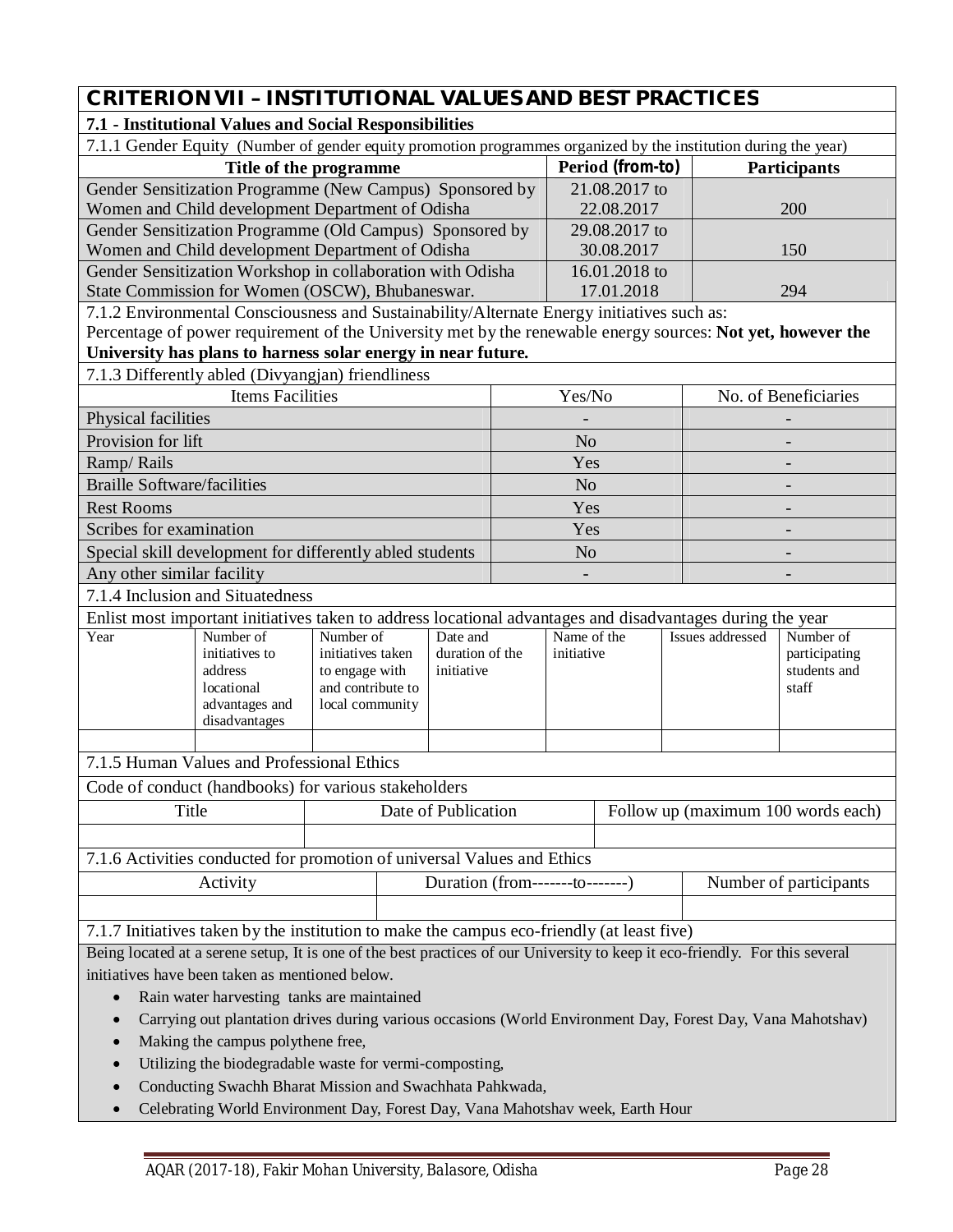## CRITERION VII – INSTITUTIONAL VALUES AND BEST PRACTICES

### 7.1 - Institutional Values and Social Responsibilities

7.1.1 Gender Equity (Number of gender equity promotion programmes organized by the institution during the year)

| Title of the programme | Period (from-to) | Participants |
|---|---|---|
| Gender Sensitization Programme (New Campus) Sponsored by Women and Child development Department of Odisha | 21.08.2017 to 22.08.2017 | 200 |
| Gender Sensitization Programme (Old Campus) Sponsored by Women and Child development Department of Odisha | 29.08.2017 to 30.08.2017 | 150 |
| Gender Sensitization Workshop in collaboration with Odisha State Commission for Women (OSCW), Bhubaneswar. | 16.01.2018 to 17.01.2018 | 294 |

7.1.2 Environmental Consciousness and Sustainability/Alternate Energy initiatives such as:

Percentage of power requirement of the University met by the renewable energy sources: **Not yet, however the University has plans to harness solar energy in near future.**

7.1.3 Differently abled (Divyangjan) friendliness

| Items Facilities | Yes/No | No. of Beneficiaries |
|---|---|---|
| Physical facilities | - | - |
| Provision for lift | No | - |
| Ramp/ Rails | Yes | - |
| Braille Software/facilities | No | - |
| Rest Rooms | Yes | - |
| Scribes for examination | Yes | - |
| Special skill development for differently abled students | No | - |
| Any other similar facility | - | - |

7.1.4 Inclusion and Situatedness

Enlist most important initiatives taken to address locational advantages and disadvantages during the year

| Year | Number of initiatives to address locational advantages and disadvantages | Number of initiatives taken to engage with and contribute to local community | Date and duration of the initiative | Name of the initiative | Issues addressed | Number of participating students and staff |
|---|---|---|---|---|---|---|
| | | | | | | |

7.1.5 Human Values and Professional Ethics

Code of conduct (handbooks) for various stakeholders

| Title | Date of Publication | Follow up (maximum 100 words each) |
|---|---|---|
| | | |

7.1.6 Activities conducted for promotion of universal Values and Ethics

| Activity | Duration (from-------to-------) | Number of participants |
|---|---|---|
| | | |

7.1.7 Initiatives taken by the institution to make the campus eco-friendly (at least five)

Being located at a serene setup, It is one of the best practices of our University to keep it eco-friendly. For this several initiatives have been taken as mentioned below.

- Rain water harvesting tanks are maintained
- Carrying out plantation drives during various occasions (World Environment Day, Forest Day, Vana Mahotshav)
- Making the campus polythene free,
- Utilizing the biodegradable waste for vermi-composting,
- Conducting Swachh Bharat Mission and Swachhata Pahkwada,
- Celebrating World Environment Day, Forest Day, Vana Mahotshav week, Earth Hour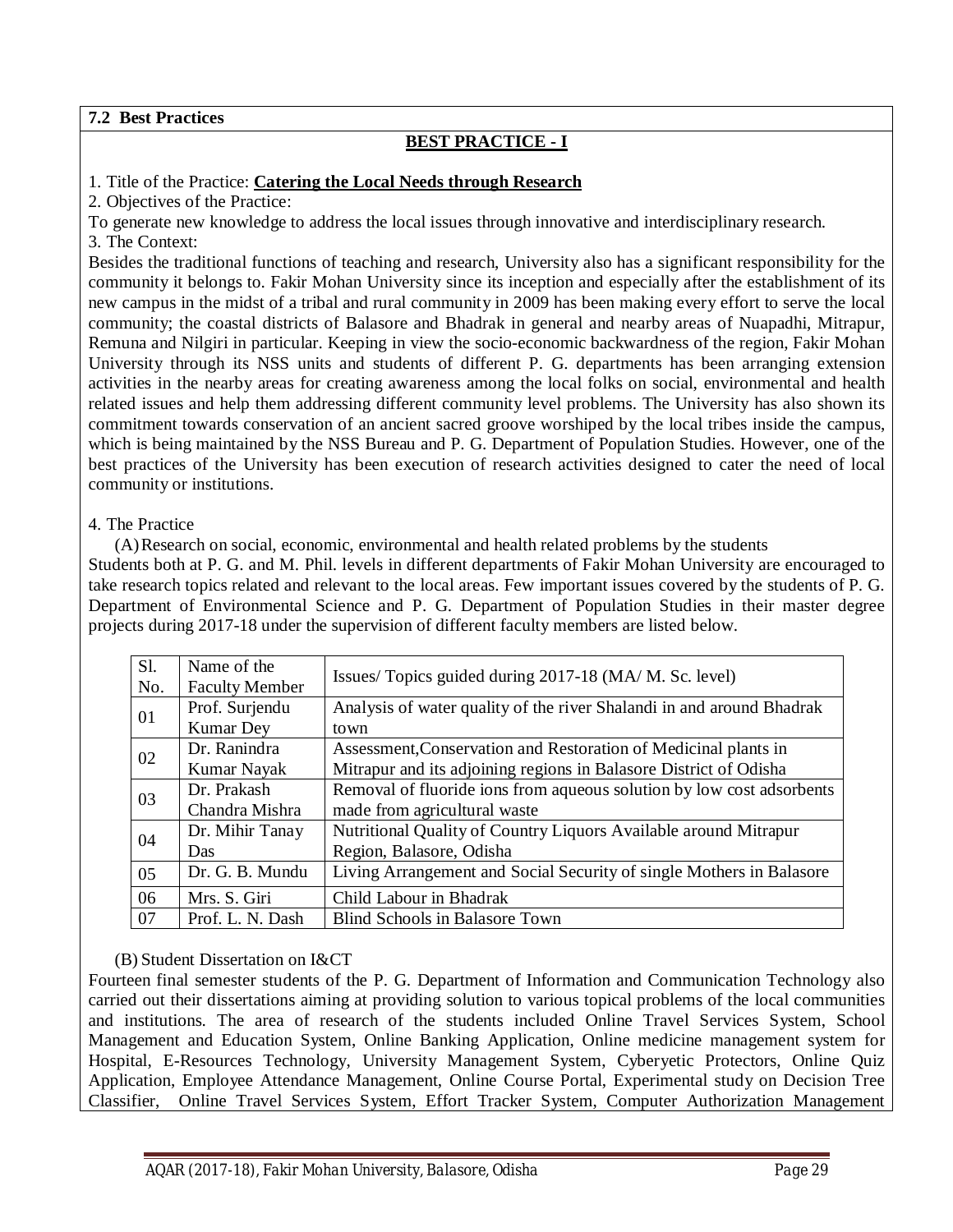**7.2 Best Practices**

## BEST PRACTICE - I

1. Title of the Practice: **Catering the Local Needs through Research**

2. Objectives of the Practice:

To generate new knowledge to address the local issues through innovative and interdisciplinary research.

3. The Context:

Besides the traditional functions of teaching and research, University also has a significant responsibility for the community it belongs to. Fakir Mohan University since its inception and especially after the establishment of its new campus in the midst of a tribal and rural community in 2009 has been making every effort to serve the local community; the coastal districts of Balasore and Bhadrak in general and nearby areas of Nuapadhi, Mitrapur, Remuna and Nilgiri in particular. Keeping in view the socio-economic backwardness of the region, Fakir Mohan University through its NSS units and students of different P. G. departments has been arranging extension activities in the nearby areas for creating awareness among the local folks on social, environmental and health related issues and help them addressing different community level problems. The University has also shown its commitment towards conservation of an ancient sacred groove worshiped by the local tribes inside the campus, which is being maintained by the NSS Bureau and P. G. Department of Population Studies. However, one of the best practices of the University has been execution of research activities designed to cater the need of local community or institutions.

4. The Practice

(A) Research on social, economic, environmental and health related problems by the students

Students both at P. G. and M. Phil. levels in different departments of Fakir Mohan University are encouraged to take research topics related and relevant to the local areas. Few important issues covered by the students of P. G. Department of Environmental Science and P. G. Department of Population Studies in their master degree projects during 2017-18 under the supervision of different faculty members are listed below.

| Sl. No. | Name of the Faculty Member | Issues/ Topics guided during 2017-18 (MA/ M. Sc. level) |
|---|---|---|
| 01 | Prof. Surjendu Kumar Dey | Analysis of water quality of the river Shalandi in and around Bhadrak town |
| 02 | Dr. Ranindra Kumar Nayak | Assessment,Conservation and Restoration of Medicinal plants in Mitrapur and its adjoining regions in Balasore District of Odisha |
| 03 | Dr. Prakash Chandra Mishra | Removal of fluoride ions from aqueous solution by low cost adsorbents made from agricultural waste |
| 04 | Dr. Mihir Tanay Das | Nutritional Quality of Country Liquors Available around Mitrapur Region, Balasore, Odisha |
| 05 | Dr. G. B. Mundu | Living Arrangement and Social Security of single Mothers in Balasore |
| 06 | Mrs. S. Giri | Child Labour in Bhadrak |
| 07 | Prof. L. N. Dash | Blind Schools in Balasore Town |

(B) Student Dissertation on I&CT

Fourteen final semester students of the P. G. Department of Information and Communication Technology also carried out their dissertations aiming at providing solution to various topical problems of the local communities and institutions. The area of research of the students included Online Travel Services System, School Management and Education System, Online Banking Application, Online medicine management system for Hospital, E-Resources Technology, University Management System, Cyberyetic Protectors, Online Quiz Application, Employee Attendance Management, Online Course Portal, Experimental study on Decision Tree Classifier, Online Travel Services System, Effort Tracker System, Computer Authorization Management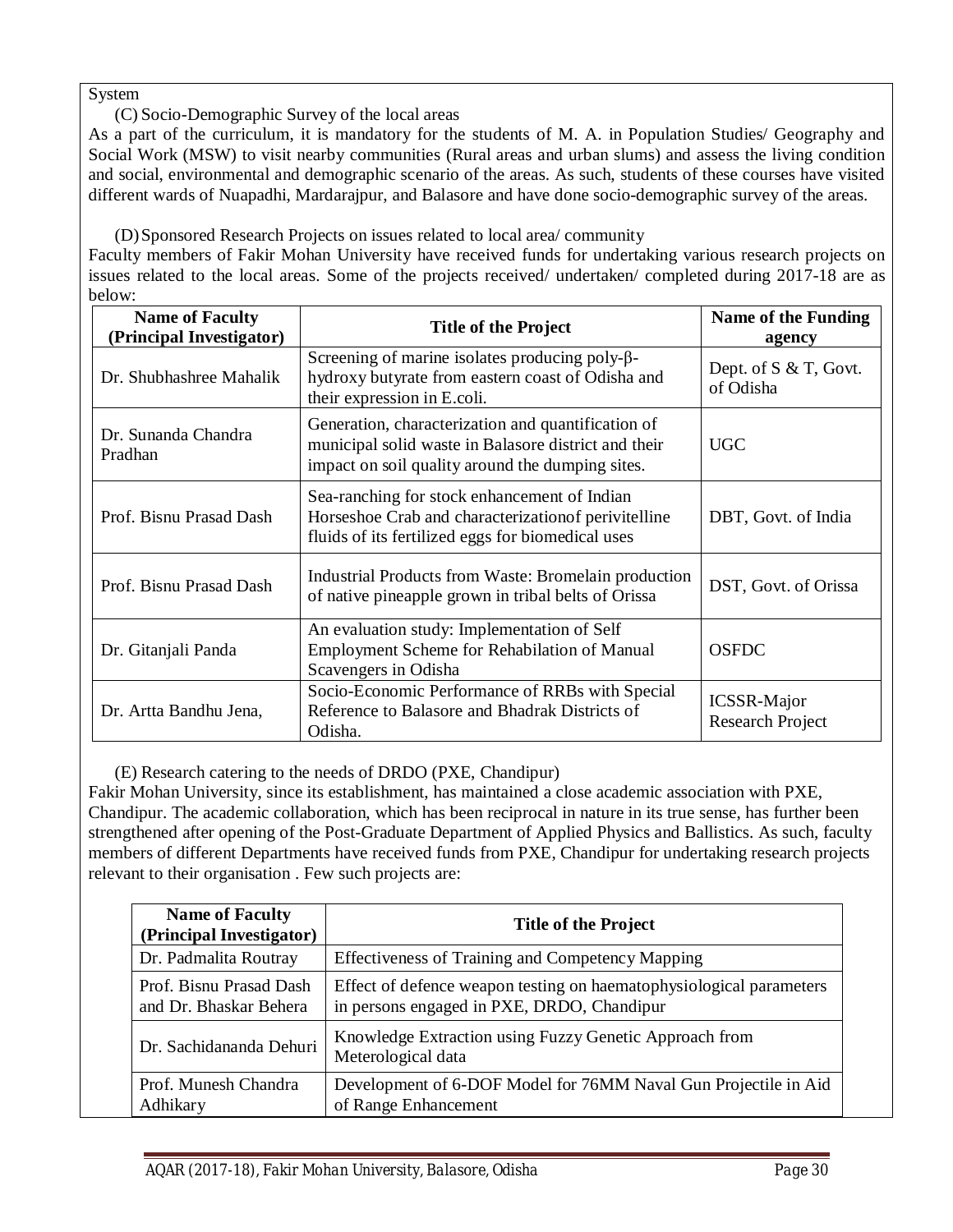System

(C) Socio-Demographic Survey of the local areas

As a part of the curriculum, it is mandatory for the students of M. A. in Population Studies/ Geography and Social Work (MSW) to visit nearby communities (Rural areas and urban slums) and assess the living condition and social, environmental and demographic scenario of the areas. As such, students of these courses have visited different wards of Nuapadhi, Mardarajpur, and Balasore and have done socio-demographic survey of the areas.

(D) Sponsored Research Projects on issues related to local area/ community

Faculty members of Fakir Mohan University have received funds for undertaking various research projects on issues related to the local areas. Some of the projects received/ undertaken/ completed during 2017-18 are as below:

| Name of Faculty (Principal Investigator) | Title of the Project | Name of the Funding agency |
|---|---|---|
| Dr. Shubhashree Mahalik | Screening of marine isolates producing poly-β-hydroxy butyrate from eastern coast of Odisha and their expression in E.coli. | Dept. of S & T, Govt. of Odisha |
| Dr. Sunanda Chandra Pradhan | Generation, characterization and quantification of municipal solid waste in Balasore district and their impact on soil quality around the dumping sites. | UGC |
| Prof. Bisnu Prasad Dash | Sea-ranching for stock enhancement of Indian Horseshoe Crab and characterizationof perivitelline fluids of its fertilized eggs for biomedical uses | DBT, Govt. of India |
| Prof. Bisnu Prasad Dash | Industrial Products from Waste: Bromelain production of native pineapple grown in tribal belts of Orissa | DST, Govt. of Orissa |
| Dr. Gitanjali Panda | An evaluation study: Implementation of Self Employment Scheme for Rehabilation of Manual Scavengers in Odisha | OSFDC |
| Dr. Artta Bandhu Jena, | Socio-Economic Performance of RRBs with Special Reference to Balasore and Bhadrak Districts of Odisha. | ICSSR-Major Research Project |

(E) Research catering to the needs of DRDO (PXE, Chandipur)

Fakir Mohan University, since its establishment, has maintained a close academic association with PXE, Chandipur. The academic collaboration, which has been reciprocal in nature in its true sense, has further been strengthened after opening of the Post-Graduate Department of Applied Physics and Ballistics. As such, faculty members of different Departments have received funds from PXE, Chandipur for undertaking research projects relevant to their organisation . Few such projects are:

| Name of Faculty (Principal Investigator) | Title of the Project |
|---|---|
| Dr. Padmalita Routray | Effectiveness of Training and Competency Mapping |
| Prof. Bisnu Prasad Dash and Dr. Bhaskar Behera | Effect of defence weapon testing on haematophysiological parameters in persons engaged in PXE, DRDO, Chandipur |
| Dr. Sachidananda Dehuri | Knowledge Extraction using Fuzzy Genetic Approach from Meterological data |
| Prof. Munesh Chandra Adhikary | Development of 6-DOF Model for 76MM Naval Gun Projectile in Aid of Range Enhancement |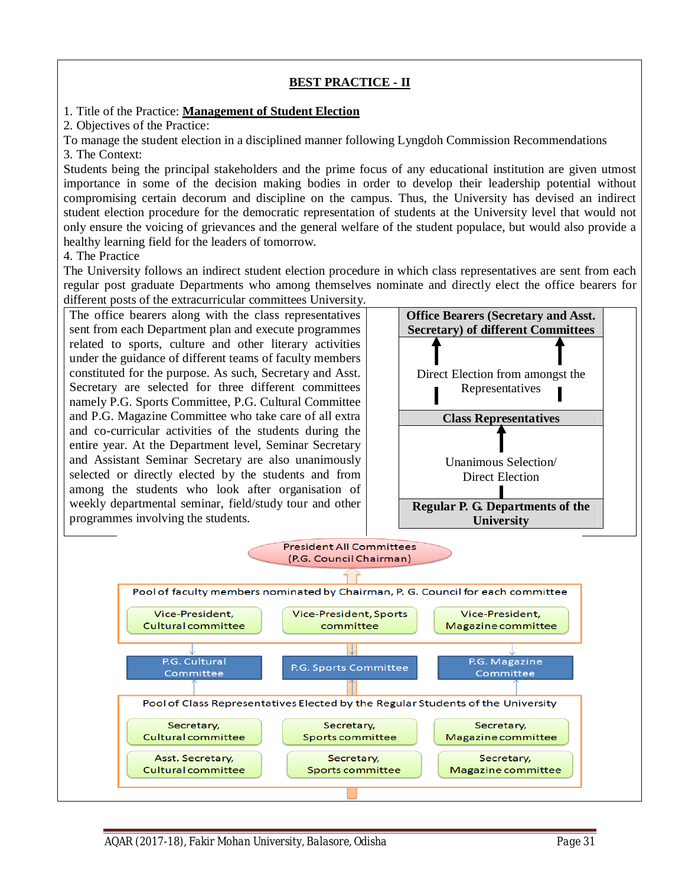## BEST PRACTICE - II

1. Title of the Practice: **Management of Student Election**

2. Objectives of the Practice:

To manage the student election in a disciplined manner following Lyngdoh Commission Recommendations

3. The Context:

Students being the principal stakeholders and the prime focus of any educational institution are given utmost importance in some of the decision making bodies in order to develop their leadership potential without compromising certain decorum and discipline on the campus. Thus, the University has devised an indirect student election procedure for the democratic representation of students at the University level that would not only ensure the voicing of grievances and the general welfare of the student populace, but would also provide a healthy learning field for the leaders of tomorrow.

4. The Practice

The University follows an indirect student election procedure in which class representatives are sent from each regular post graduate Departments who among themselves nominate and directly elect the office bearers for different posts of the extracurricular committees University.

The office bearers along with the class representatives sent from each Department plan and execute programmes related to sports, culture and other literary activities under the guidance of different teams of faculty members constituted for the purpose. As such, Secretary and Asst. Secretary are selected for three different committees namely P.G. Sports Committee, P.G. Cultural Committee and P.G. Magazine Committee who take care of all extra and co-curricular activities of the students during the entire year. At the Department level, Seminar Secretary and Assistant Seminar Secretary are also unanimously selected or directly elected by the students and from among the students who look after organisation of weekly departmental seminar, field/study tour and other programmes involving the students.

**Office Bearers (Secretary and Asst. Secretary) of different Committees**

↑ Direct Election from amongst the Representatives ↑

**Class Representatives**

↑ Unanimous Selection/ Direct Election

**Regular P. G. Departments of the University**

President All Committees (P.G. Council Chairman)

Pool of faculty members nominated by Chairman, P. G. Council for each committee

- Vice-President, Cultural committee
- Vice-President, Sports committee
- Vice-President, Magazine committee

P.G. Cultural Committee | P.G. Sports Committee | P.G. Magazine Committee

Pool of Class Representatives Elected by the Regular Students of the University

- Secretary, Cultural committee
- Secretary, Sports committee
- Secretary, Magazine committee
- Asst. Secretary, Cultural committee
- Secretary, Sports committee
- Secretary, Magazine committee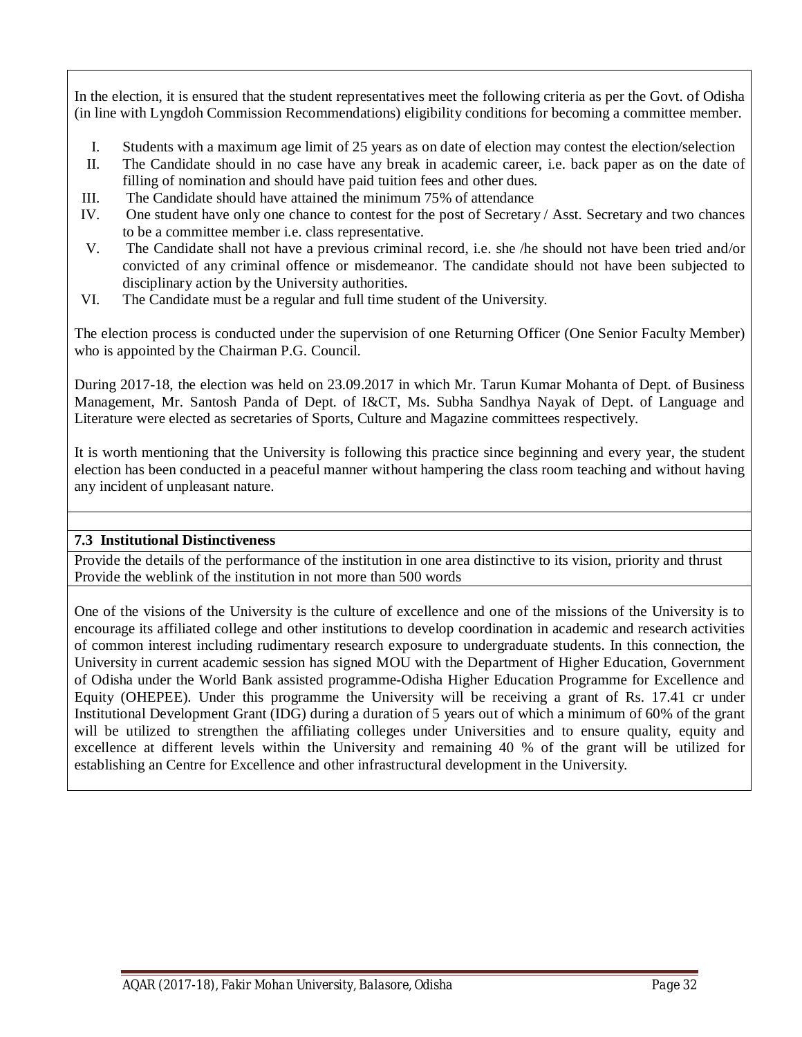In the election, it is ensured that the student representatives meet the following criteria as per the Govt. of Odisha (in line with Lyngdoh Commission Recommendations) eligibility conditions for becoming a committee member.

I. Students with a maximum age limit of 25 years as on date of election may contest the election/selection
II. The Candidate should in no case have any break in academic career, i.e. back paper as on the date of filling of nomination and should have paid tuition fees and other dues.
III. The Candidate should have attained the minimum 75% of attendance
IV. One student have only one chance to contest for the post of Secretary / Asst. Secretary and two chances to be a committee member i.e. class representative.
V. The Candidate shall not have a previous criminal record, i.e. she /he should not have been tried and/or convicted of any criminal offence or misdemeanor. The candidate should not have been subjected to disciplinary action by the University authorities.
VI. The Candidate must be a regular and full time student of the University.

The election process is conducted under the supervision of one Returning Officer (One Senior Faculty Member) who is appointed by the Chairman P.G. Council.

During 2017-18, the election was held on 23.09.2017 in which Mr. Tarun Kumar Mohanta of Dept. of Business Management, Mr. Santosh Panda of Dept. of I&CT, Ms. Subha Sandhya Nayak of Dept. of Language and Literature were elected as secretaries of Sports, Culture and Magazine committees respectively.

It is worth mentioning that the University is following this practice since beginning and every year, the student election has been conducted in a peaceful manner without hampering the class room teaching and without having any incident of unpleasant nature.

**7.3 Institutional Distinctiveness**

Provide the details of the performance of the institution in one area distinctive to its vision, priority and thrust Provide the weblink of the institution in not more than 500 words

One of the visions of the University is the culture of excellence and one of the missions of the University is to encourage its affiliated college and other institutions to develop coordination in academic and research activities of common interest including rudimentary research exposure to undergraduate students. In this connection, the University in current academic session has signed MOU with the Department of Higher Education, Government of Odisha under the World Bank assisted programme-Odisha Higher Education Programme for Excellence and Equity (OHEPEE). Under this programme the University will be receiving a grant of Rs. 17.41 cr under Institutional Development Grant (IDG) during a duration of 5 years out of which a minimum of 60% of the grant will be utilized to strengthen the affiliating colleges under Universities and to ensure quality, equity and excellence at different levels within the University and remaining 40 % of the grant will be utilized for establishing an Centre for Excellence and other infrastructural development in the University.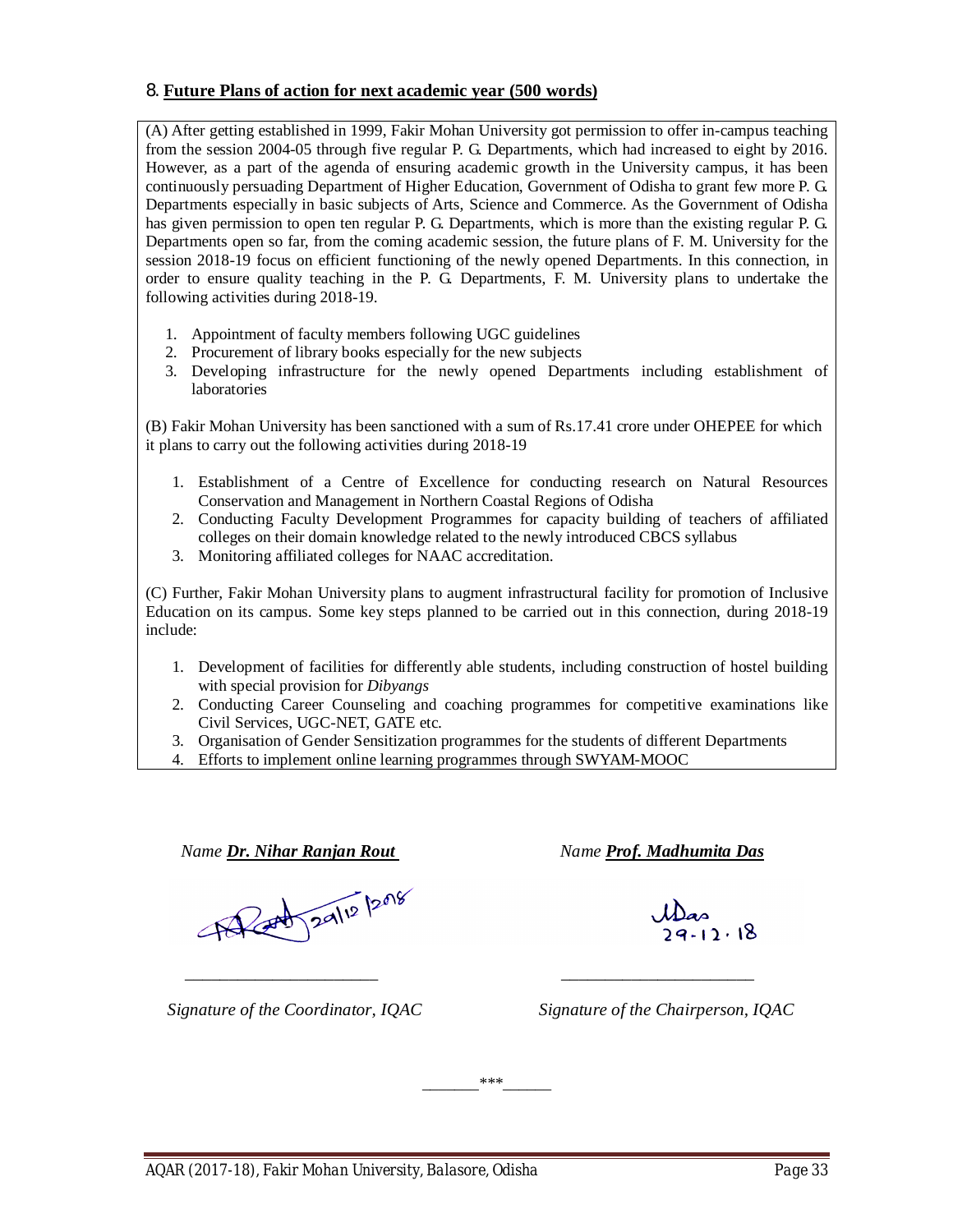8. **Future Plans of action for next academic year (500 words)**

(A) After getting established in 1999, Fakir Mohan University got permission to offer in-campus teaching from the session 2004-05 through five regular P. G. Departments, which had increased to eight by 2016. However, as a part of the agenda of ensuring academic growth in the University campus, it has been continuously persuading Department of Higher Education, Government of Odisha to grant few more P. G. Departments especially in basic subjects of Arts, Science and Commerce. As the Government of Odisha has given permission to open ten regular P. G. Departments, which is more than the existing regular P. G. Departments open so far, from the coming academic session, the future plans of F. M. University for the session 2018-19 focus on efficient functioning of the newly opened Departments. In this connection, in order to ensure quality teaching in the P. G. Departments, F. M. University plans to undertake the following activities during 2018-19.

1. Appointment of faculty members following UGC guidelines
2. Procurement of library books especially for the new subjects
3. Developing infrastructure for the newly opened Departments including establishment of laboratories

(B) Fakir Mohan University has been sanctioned with a sum of Rs.17.41 crore under OHEPEE for which it plans to carry out the following activities during 2018-19

1. Establishment of a Centre of Excellence for conducting research on Natural Resources Conservation and Management in Northern Coastal Regions of Odisha
2. Conducting Faculty Development Programmes for capacity building of teachers of affiliated colleges on their domain knowledge related to the newly introduced CBCS syllabus
3. Monitoring affiliated colleges for NAAC accreditation.

(C) Further, Fakir Mohan University plans to augment infrastructural facility for promotion of Inclusive Education on its campus. Some key steps planned to be carried out in this connection, during 2018-19 include:

1. Development of facilities for differently able students, including construction of hostel building with special provision for *Dibyangs*
2. Conducting Career Counseling and coaching programmes for competitive examinations like Civil Services, UGC-NET, GATE etc.
3. Organisation of Gender Sensitization programmes for the students of different Departments
4. Efforts to implement online learning programmes through SWYAM-MOOC

*Name* ***Dr. Nihar Ranjan Rout***

29/12/2018

*Signature of the Coordinator, IQAC*

*Name* ***Prof. Madhumita Das***

29.12.18

*Signature of the Chairperson, IQAC*

______***______